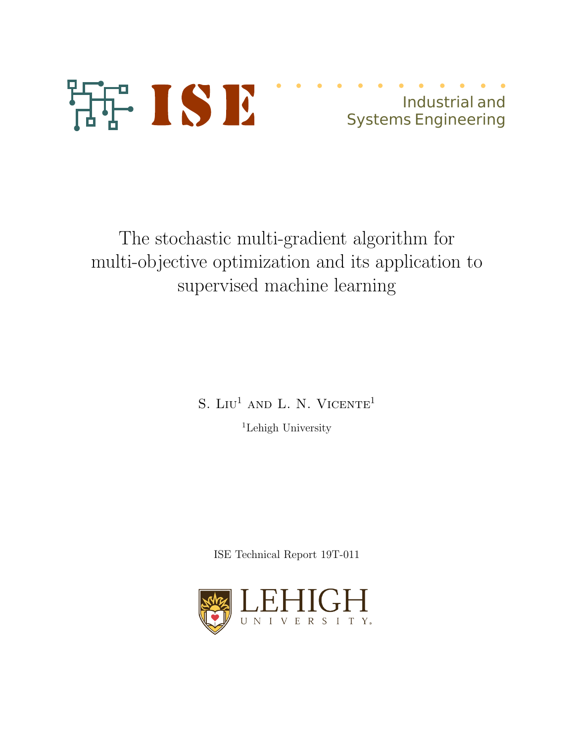ISE

Industrial and Systems Engineering

# The stochastic multi-gradient algorithm for multi-objective optimization and its application to supervised machine learning

S. Liu[1] and L. N. Vicente[1]

[1]Lehigh University

ISE Technical Report 19T-011

LEHIGH UNIVERSITY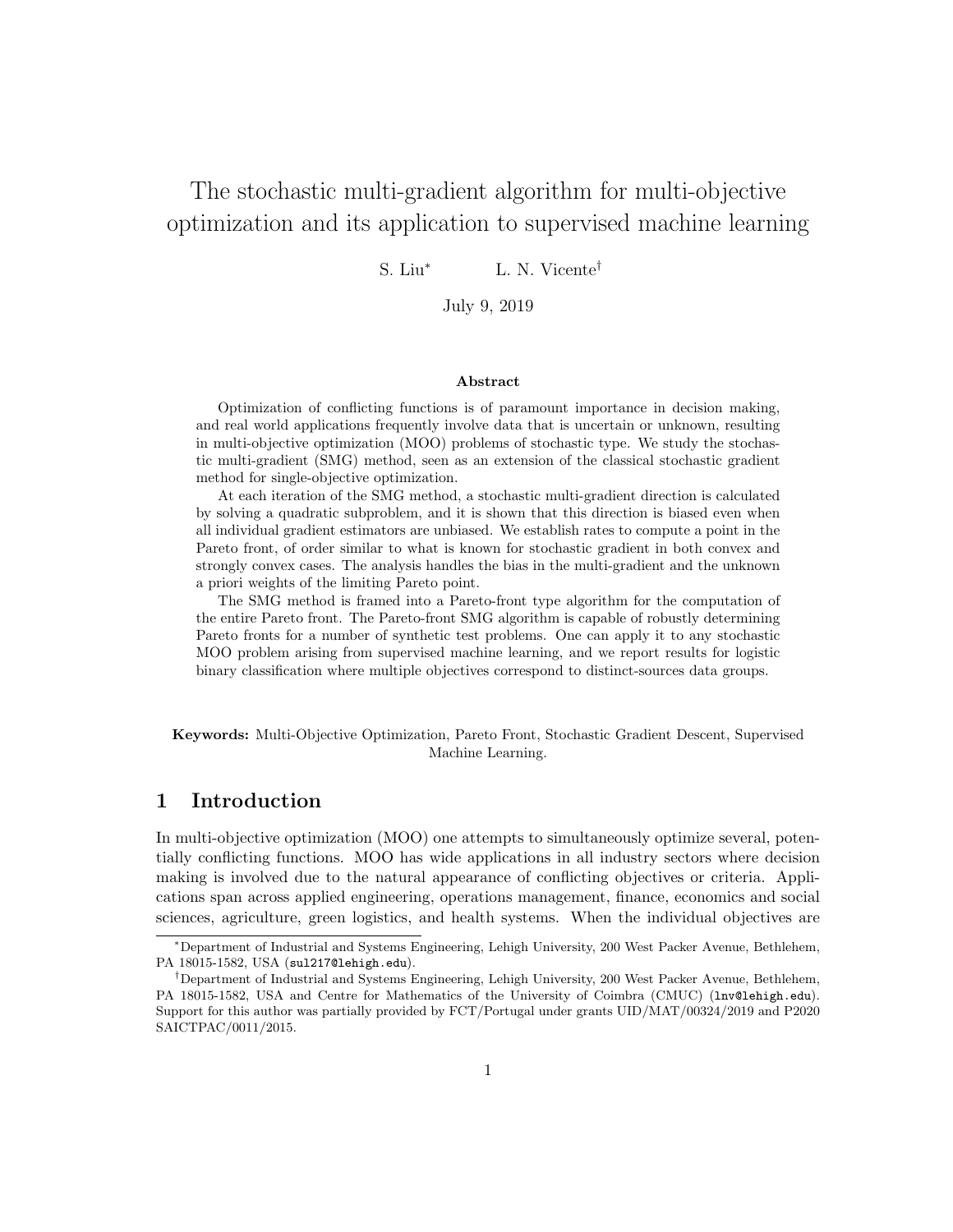# The stochastic multi-gradient algorithm for multi-objective optimization and its application to supervised machine learning

S. Liu[*] L. N. Vicente[†]

July 9, 2019

**Abstract**

Optimization of conflicting functions is of paramount importance in decision making, and real world applications frequently involve data that is uncertain or unknown, resulting in multi-objective optimization (MOO) problems of stochastic type. We study the stochastic multi-gradient (SMG) method, seen as an extension of the classical stochastic gradient method for single-objective optimization.

At each iteration of the SMG method, a stochastic multi-gradient direction is calculated by solving a quadratic subproblem, and it is shown that this direction is biased even when all individual gradient estimators are unbiased. We establish rates to compute a point in the Pareto front, of order similar to what is known for stochastic gradient in both convex and strongly convex cases. The analysis handles the bias in the multi-gradient and the unknown a priori weights of the limiting Pareto point.

The SMG method is framed into a Pareto-front type algorithm for the computation of the entire Pareto front. The Pareto-front SMG algorithm is capable of robustly determining Pareto fronts for a number of synthetic test problems. One can apply it to any stochastic MOO problem arising from supervised machine learning, and we report results for logistic binary classification where multiple objectives correspond to distinct-sources data groups.

**Keywords:** Multi-Objective Optimization, Pareto Front, Stochastic Gradient Descent, Supervised Machine Learning.

## 1 Introduction

In multi-objective optimization (MOO) one attempts to simultaneously optimize several, potentially conflicting functions. MOO has wide applications in all industry sectors where decision making is involved due to the natural appearance of conflicting objectives or criteria. Applications span across applied engineering, operations management, finance, economics and social sciences, agriculture, green logistics, and health systems. When the individual objectives are

---

[*]Department of Industrial and Systems Engineering, Lehigh University, 200 West Packer Avenue, Bethlehem, PA 18015-1582, USA (`sul217@lehigh.edu`).

[†]Department of Industrial and Systems Engineering, Lehigh University, 200 West Packer Avenue, Bethlehem, PA 18015-1582, USA and Centre for Mathematics of the University of Coimbra (CMUC) (`lnv@lehigh.edu`). Support for this author was partially provided by FCT/Portugal under grants UID/MAT/00324/2019 and P2020 SAICTPAC/0011/2015.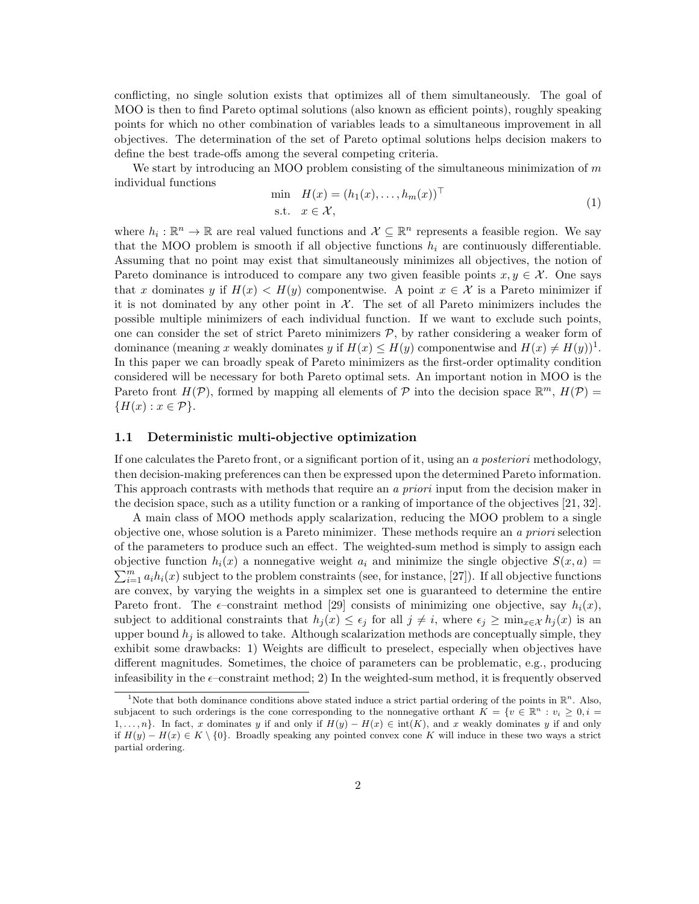conflicting, no single solution exists that optimizes all of them simultaneously. The goal of MOO is then to find Pareto optimal solutions (also known as efficient points), roughly speaking points for which no other combination of variables leads to a simultaneous improvement in all objectives. The determination of the set of Pareto optimal solutions helps decision makers to define the best trade-offs among the several competing criteria.

We start by introducing an MOO problem consisting of the simultaneous minimization of $m$ individual functions

$$\begin{array}{ll} \min & H(x) = (h_1(x), \ldots, h_m(x))^\top \\ \text{s.t.} & x \in \mathcal{X}, \end{array} \tag{1}$$

where $h_i : \mathbb{R}^n \to \mathbb{R}$ are real valued functions and $\mathcal{X} \subseteq \mathbb{R}^n$ represents a feasible region. We say that the MOO problem is smooth if all objective functions $h_i$ are continuously differentiable. Assuming that no point may exist that simultaneously minimizes all objectives, the notion of Pareto dominance is introduced to compare any two given feasible points $x, y \in \mathcal{X}$. One says that $x$ dominates $y$ if $H(x) < H(y)$ componentwise. A point $x \in \mathcal{X}$ is a Pareto minimizer if it is not dominated by any other point in $\mathcal{X}$. The set of all Pareto minimizers includes the possible multiple minimizers of each individual function. If we want to exclude such points, one can consider the set of strict Pareto minimizers $\mathcal{P}$, by rather considering a weaker form of dominance (meaning $x$ weakly dominates $y$ if $H(x) \leq H(y)$ componentwise and $H(x) \neq H(y)$)[1]. In this paper we can broadly speak of Pareto minimizers as the first-order optimality condition considered will be necessary for both Pareto optimal sets. An important notion in MOO is the Pareto front $H(\mathcal{P})$, formed by mapping all elements of $\mathcal{P}$ into the decision space $\mathbb{R}^m$, $H(\mathcal{P}) = \{H(x) : x \in \mathcal{P}\}$.

### 1.1 Deterministic multi-objective optimization

If one calculates the Pareto front, or a significant portion of it, using an *a posteriori* methodology, then decision-making preferences can then be expressed upon the determined Pareto information. This approach contrasts with methods that require an *a priori* input from the decision maker in the decision space, such as a utility function or a ranking of importance of the objectives [21, 32].

A main class of MOO methods apply scalarization, reducing the MOO problem to a single objective one, whose solution is a Pareto minimizer. These methods require an *a priori* selection of the parameters to produce such an effect. The weighted-sum method is simply to assign each objective function $h_i(x)$ a nonnegative weight $a_i$ and minimize the single objective $S(x, a) = \sum_{i=1}^m a_i h_i(x)$ subject to the problem constraints (see, for instance, [27]). If all objective functions are convex, by varying the weights in a simplex set one is guaranteed to determine the entire Pareto front. The $\epsilon$–constraint method [29] consists of minimizing one objective, say $h_i(x)$, subject to additional constraints that $h_j(x) \leq \epsilon_j$ for all $j \neq i$, where $\epsilon_j \geq \min_{x \in \mathcal{X}} h_j(x)$ is an upper bound $h_j$ is allowed to take. Although scalarization methods are conceptually simple, they exhibit some drawbacks: 1) Weights are difficult to preselect, especially when objectives have different magnitudes. Sometimes, the choice of parameters can be problematic, e.g., producing infeasibility in the $\epsilon$–constraint method; 2) In the weighted-sum method, it is frequently observed

---

[1] Note that both dominance conditions above stated induce a strict partial ordering of the points in $\mathbb{R}^n$. Also, subjacent to such orderings is the cone corresponding to the nonnegative orthant $K = \{v \in \mathbb{R}^n : v_i \geq 0, i = 1, \ldots, n\}$. In fact, $x$ dominates $y$ if and only if $H(y) - H(x) \in \text{int}(K)$, and $x$ weakly dominates $y$ if and only if $H(y) - H(x) \in K \setminus \{0\}$. Broadly speaking any pointed convex cone $K$ will induce in these two ways a strict partial ordering.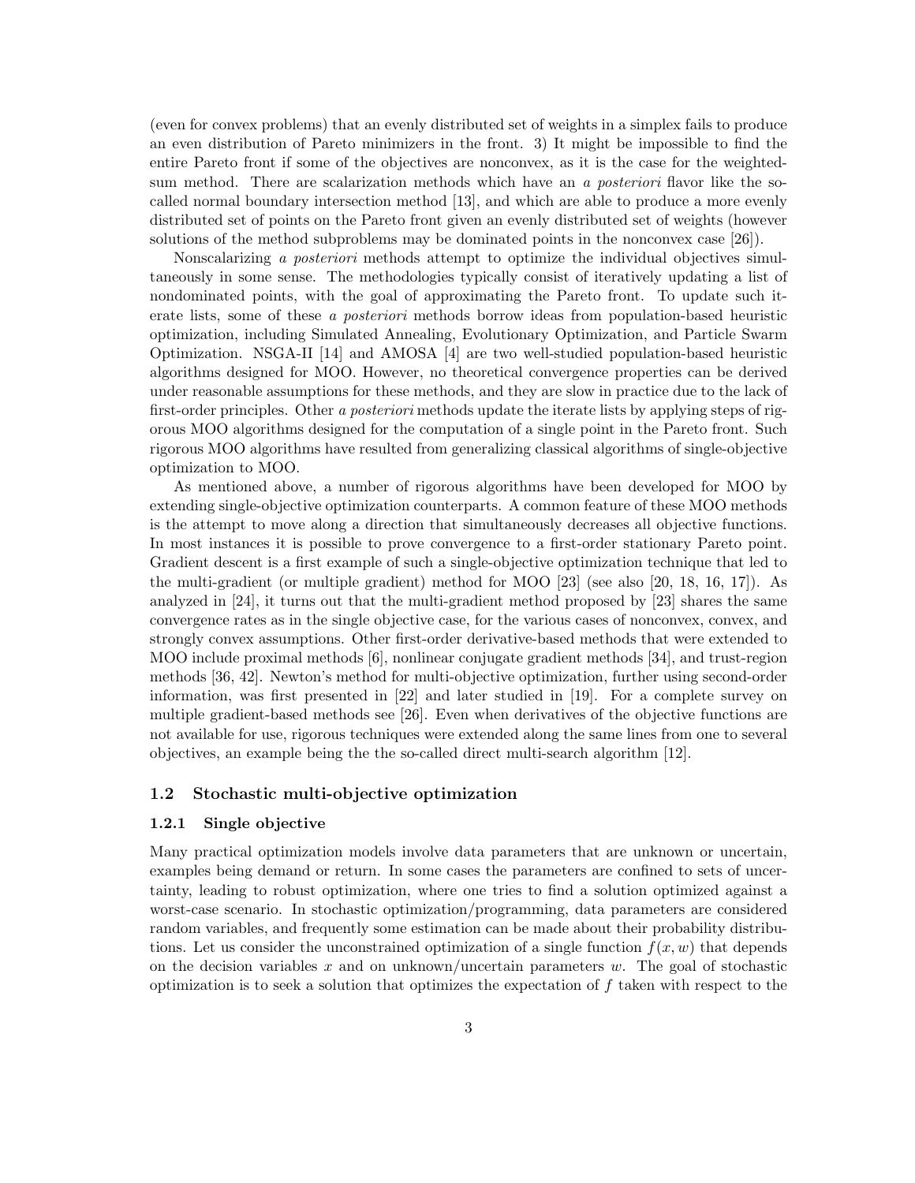(even for convex problems) that an evenly distributed set of weights in a simplex fails to produce an even distribution of Pareto minimizers in the front. 3) It might be impossible to find the entire Pareto front if some of the objectives are nonconvex, as it is the case for the weighted-sum method. There are scalarization methods which have an *a posteriori* flavor like the so-called normal boundary intersection method [13], and which are able to produce a more evenly distributed set of points on the Pareto front given an evenly distributed set of weights (however solutions of the method subproblems may be dominated points in the nonconvex case [26]).

Nonscalarizing *a posteriori* methods attempt to optimize the individual objectives simultaneously in some sense. The methodologies typically consist of iteratively updating a list of nondominated points, with the goal of approximating the Pareto front. To update such iterate lists, some of these *a posteriori* methods borrow ideas from population-based heuristic optimization, including Simulated Annealing, Evolutionary Optimization, and Particle Swarm Optimization. NSGA-II [14] and AMOSA [4] are two well-studied population-based heuristic algorithms designed for MOO. However, no theoretical convergence properties can be derived under reasonable assumptions for these methods, and they are slow in practice due to the lack of first-order principles. Other *a posteriori* methods update the iterate lists by applying steps of rigorous MOO algorithms designed for the computation of a single point in the Pareto front. Such rigorous MOO algorithms have resulted from generalizing classical algorithms of single-objective optimization to MOO.

As mentioned above, a number of rigorous algorithms have been developed for MOO by extending single-objective optimization counterparts. A common feature of these MOO methods is the attempt to move along a direction that simultaneously decreases all objective functions. In most instances it is possible to prove convergence to a first-order stationary Pareto point. Gradient descent is a first example of such a single-objective optimization technique that led to the multi-gradient (or multiple gradient) method for MOO [23] (see also [20, 18, 16, 17]). As analyzed in [24], it turns out that the multi-gradient method proposed by [23] shares the same convergence rates as in the single objective case, for the various cases of nonconvex, convex, and strongly convex assumptions. Other first-order derivative-based methods that were extended to MOO include proximal methods [6], nonlinear conjugate gradient methods [34], and trust-region methods [36, 42]. Newton's method for multi-objective optimization, further using second-order information, was first presented in [22] and later studied in [19]. For a complete survey on multiple gradient-based methods see [26]. Even when derivatives of the objective functions are not available for use, rigorous techniques were extended along the same lines from one to several objectives, an example being the the so-called direct multi-search algorithm [12].

### 1.2 Stochastic multi-objective optimization

#### 1.2.1 Single objective

Many practical optimization models involve data parameters that are unknown or uncertain, examples being demand or return. In some cases the parameters are confined to sets of uncertainty, leading to robust optimization, where one tries to find a solution optimized against a worst-case scenario. In stochastic optimization/programming, data parameters are considered random variables, and frequently some estimation can be made about their probability distributions. Let us consider the unconstrained optimization of a single function $f(x, w)$ that depends on the decision variables $x$ and on unknown/uncertain parameters $w$. The goal of stochastic optimization is to seek a solution that optimizes the expectation of $f$ taken with respect to the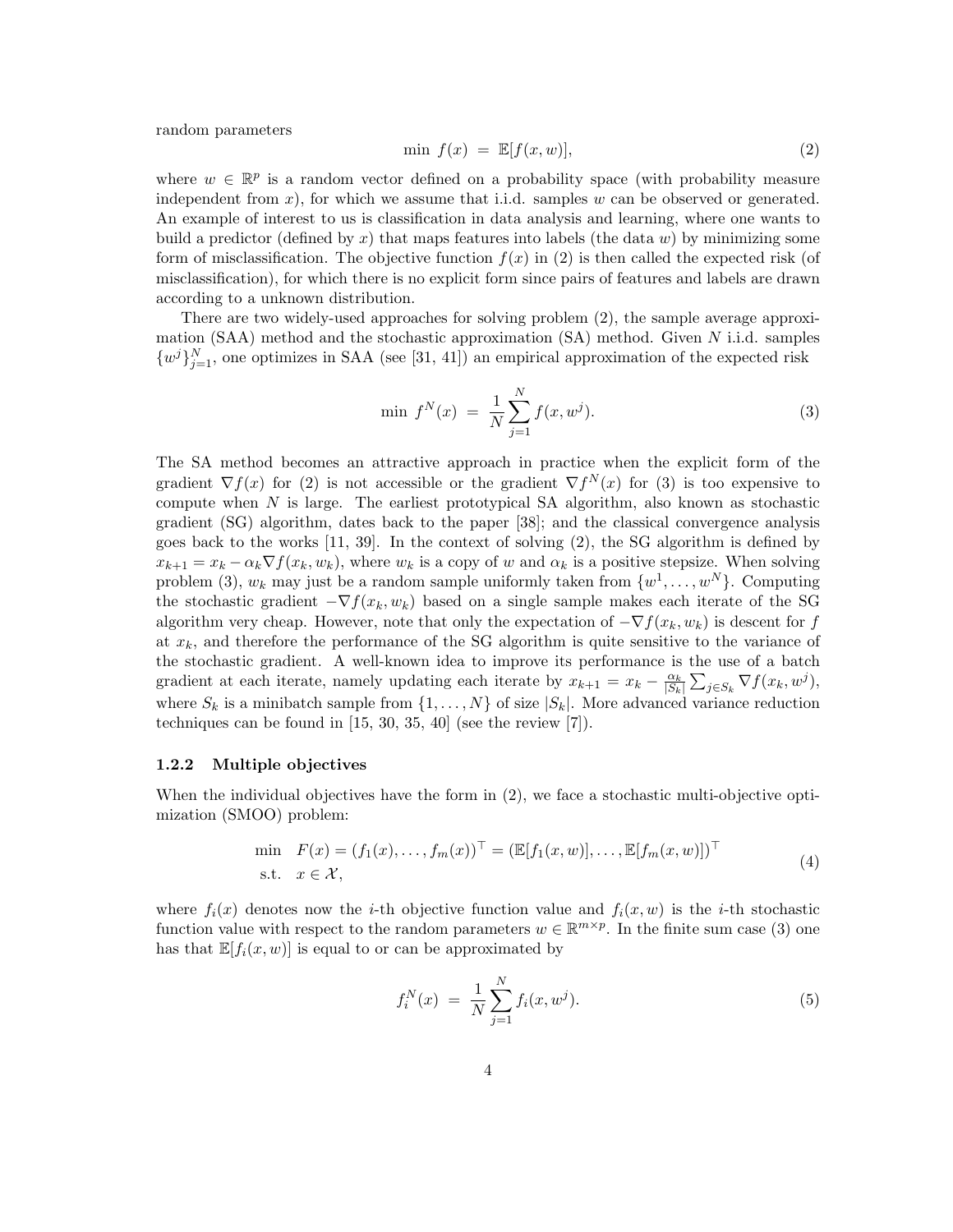random parameters

$$\min\ f(x)\ =\ \mathbb{E}[f(x,w)], \tag{2}$$

where $w \in \mathbb{R}^p$ is a random vector defined on a probability space (with probability measure independent from $x$), for which we assume that i.i.d. samples $w$ can be observed or generated. An example of interest to us is classification in data analysis and learning, where one wants to build a predictor (defined by $x$) that maps features into labels (the data $w$) by minimizing some form of misclassification. The objective function $f(x)$ in (2) is then called the expected risk (of misclassification), for which there is no explicit form since pairs of features and labels are drawn according to a unknown distribution.

There are two widely-used approaches for solving problem (2), the sample average approximation (SAA) method and the stochastic approximation (SA) method. Given $N$ i.i.d. samples $\{w^j\}_{j=1}^N$, one optimizes in SAA (see [31, 41]) an empirical approximation of the expected risk

$$\min\ f^N(x)\ =\ \frac{1}{N}\sum_{j=1}^{N} f(x,w^j). \tag{3}$$

The SA method becomes an attractive approach in practice when the explicit form of the gradient $\nabla f(x)$ for (2) is not accessible or the gradient $\nabla f^N(x)$ for (3) is too expensive to compute when $N$ is large. The earliest prototypical SA algorithm, also known as stochastic gradient (SG) algorithm, dates back to the paper [38]; and the classical convergence analysis goes back to the works [11, 39]. In the context of solving (2), the SG algorithm is defined by $x_{k+1} = x_k - \alpha_k \nabla f(x_k, w_k)$, where $w_k$ is a copy of $w$ and $\alpha_k$ is a positive stepsize. When solving problem (3), $w_k$ may just be a random sample uniformly taken from $\{w^1,\ldots,w^N\}$. Computing the stochastic gradient $-\nabla f(x_k, w_k)$ based on a single sample makes each iterate of the SG algorithm very cheap. However, note that only the expectation of $-\nabla f(x_k, w_k)$ is descent for $f$ at $x_k$, and therefore the performance of the SG algorithm is quite sensitive to the variance of the stochastic gradient. A well-known idea to improve its performance is the use of a batch gradient at each iterate, namely updating each iterate by $x_{k+1} = x_k - \frac{\alpha_k}{|S_k|}\sum_{j\in S_k}\nabla f(x_k, w^j)$, where $S_k$ is a minibatch sample from $\{1,\ldots,N\}$ of size $|S_k|$. More advanced variance reduction techniques can be found in [15, 30, 35, 40] (see the review [7]).

### 1.2.2 Multiple objectives

When the individual objectives have the form in (2), we face a stochastic multi-objective optimization (SMOO) problem:

$$\begin{array}{ll} \min & F(x) = (f_1(x),\ldots,f_m(x))^\top = (\mathbb{E}[f_1(x,w)],\ldots,\mathbb{E}[f_m(x,w)])^\top \\ \text{s.t.} & x \in \mathcal{X}, \end{array} \tag{4}$$

where $f_i(x)$ denotes now the $i$-th objective function value and $f_i(x,w)$ is the $i$-th stochastic function value with respect to the random parameters $w \in \mathbb{R}^{m\times p}$. In the finite sum case (3) one has that $\mathbb{E}[f_i(x,w)]$ is equal to or can be approximated by

$$f_i^N(x)\ =\ \frac{1}{N}\sum_{j=1}^{N} f_i(x,w^j). \tag{5}$$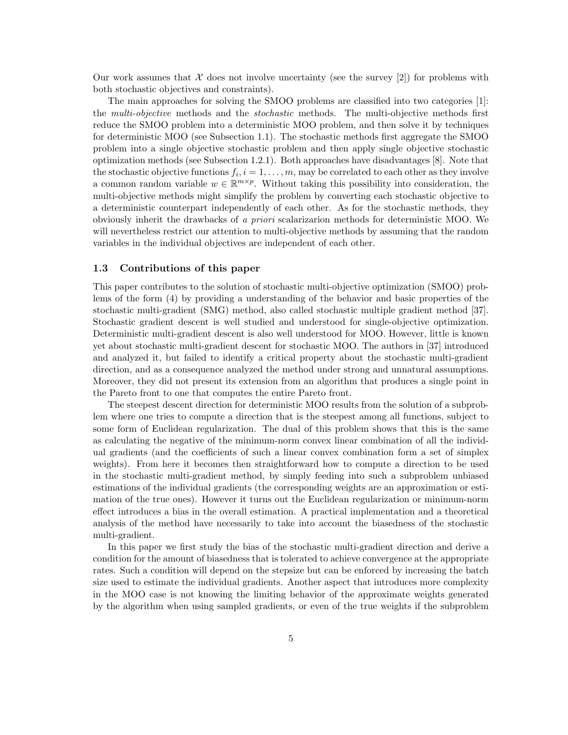Our work assumes that $\mathcal{X}$ does not involve uncertainty (see the survey [2]) for problems with both stochastic objectives and constraints).

The main approaches for solving the SMOO problems are classified into two categories [1]: the *multi-objective* methods and the *stochastic* methods. The multi-objective methods first reduce the SMOO problem into a deterministic MOO problem, and then solve it by techniques for deterministic MOO (see Subsection 1.1). The stochastic methods first aggregate the SMOO problem into a single objective stochastic problem and then apply single objective stochastic optimization methods (see Subsection 1.2.1). Both approaches have disadvantages [8]. Note that the stochastic objective functions $f_i, i = 1, \ldots, m$, may be correlated to each other as they involve a common random variable $w \in \mathbb{R}^{m \times p}$. Without taking this possibility into consideration, the multi-objective methods might simplify the problem by converting each stochastic objective to a deterministic counterpart independently of each other. As for the stochastic methods, they obviously inherit the drawbacks of *a priori* scalarizarion methods for deterministic MOO. We will nevertheless restrict our attention to multi-objective methods by assuming that the random variables in the individual objectives are independent of each other.

### 1.3 Contributions of this paper

This paper contributes to the solution of stochastic multi-objective optimization (SMOO) problems of the form (4) by providing a understanding of the behavior and basic properties of the stochastic multi-gradient (SMG) method, also called stochastic multiple gradient method [37]. Stochastic gradient descent is well studied and understood for single-objective optimization. Deterministic multi-gradient descent is also well understood for MOO. However, little is known yet about stochastic multi-gradient descent for stochastic MOO. The authors in [37] introduced and analyzed it, but failed to identify a critical property about the stochastic multi-gradient direction, and as a consequence analyzed the method under strong and unnatural assumptions. Moreover, they did not present its extension from an algorithm that produces a single point in the Pareto front to one that computes the entire Pareto front.

The steepest descent direction for deterministic MOO results from the solution of a subproblem where one tries to compute a direction that is the steepest among all functions, subject to some form of Euclidean regularization. The dual of this problem shows that this is the same as calculating the negative of the minimum-norm convex linear combination of all the individual gradients (and the coefficients of such a linear convex combination form a set of simplex weights). From here it becomes then straightforward how to compute a direction to be used in the stochastic multi-gradient method, by simply feeding into such a subproblem unbiased estimations of the individual gradients (the corresponding weights are an approximation or estimation of the true ones). However it turns out the Euclidean regularization or minimum-norm effect introduces a bias in the overall estimation. A practical implementation and a theoretical analysis of the method have necessarily to take into account the biasedness of the stochastic multi-gradient.

In this paper we first study the bias of the stochastic multi-gradient direction and derive a condition for the amount of biasedness that is tolerated to achieve convergence at the appropriate rates. Such a condition will depend on the stepsize but can be enforced by increasing the batch size used to estimate the individual gradients. Another aspect that introduces more complexity in the MOO case is not knowing the limiting behavior of the approximate weights generated by the algorithm when using sampled gradients, or even of the true weights if the subproblem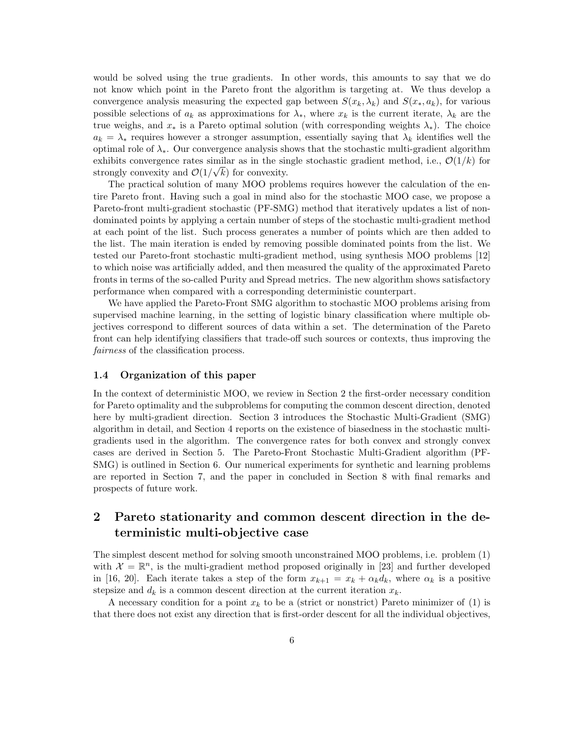would be solved using the true gradients. In other words, this amounts to say that we do not know which point in the Pareto front the algorithm is targeting at. We thus develop a convergence analysis measuring the expected gap between $S(x_k, \lambda_k)$ and $S(x_*, a_k)$, for various possible selections of $a_k$ as approximations for $\lambda_*$, where $x_k$ is the current iterate, $\lambda_k$ are the true weighs, and $x_*$ is a Pareto optimal solution (with corresponding weights $\lambda_*$). The choice $a_k = \lambda_*$ requires however a stronger assumption, essentially saying that $\lambda_k$ identifies well the optimal role of $\lambda_*$. Our convergence analysis shows that the stochastic multi-gradient algorithm exhibits convergence rates similar as in the single stochastic gradient method, i.e., $\mathcal{O}(1/k)$ for strongly convexity and $\mathcal{O}(1/\sqrt{k})$ for convexity.

The practical solution of many MOO problems requires however the calculation of the entire Pareto front. Having such a goal in mind also for the stochastic MOO case, we propose a Pareto-front multi-gradient stochastic (PF-SMG) method that iteratively updates a list of nondominated points by applying a certain number of steps of the stochastic multi-gradient method at each point of the list. Such process generates a number of points which are then added to the list. The main iteration is ended by removing possible dominated points from the list. We tested our Pareto-front stochastic multi-gradient method, using synthesis MOO problems [12] to which noise was artificially added, and then measured the quality of the approximated Pareto fronts in terms of the so-called Purity and Spread metrics. The new algorithm shows satisfactory performance when compared with a corresponding deterministic counterpart.

We have applied the Pareto-Front SMG algorithm to stochastic MOO problems arising from supervised machine learning, in the setting of logistic binary classification where multiple objectives correspond to different sources of data within a set. The determination of the Pareto front can help identifying classifiers that trade-off such sources or contexts, thus improving the *fairness* of the classification process.

### 1.4 Organization of this paper

In the context of deterministic MOO, we review in Section 2 the first-order necessary condition for Pareto optimality and the subproblems for computing the common descent direction, denoted here by multi-gradient direction. Section 3 introduces the Stochastic Multi-Gradient (SMG) algorithm in detail, and Section 4 reports on the existence of biasedness in the stochastic multi-gradients used in the algorithm. The convergence rates for both convex and strongly convex cases are derived in Section 5. The Pareto-Front Stochastic Multi-Gradient algorithm (PF-SMG) is outlined in Section 6. Our numerical experiments for synthetic and learning problems are reported in Section 7, and the paper in concluded in Section 8 with final remarks and prospects of future work.

## 2 Pareto stationarity and common descent direction in the deterministic multi-objective case

The simplest descent method for solving smooth unconstrained MOO problems, i.e. problem (1) with $\mathcal{X} = \mathbb{R}^n$, is the multi-gradient method proposed originally in [23] and further developed in [16, 20]. Each iterate takes a step of the form $x_{k+1} = x_k + \alpha_k d_k$, where $\alpha_k$ is a positive stepsize and $d_k$ is a common descent direction at the current iteration $x_k$.

A necessary condition for a point $x_k$ to be a (strict or nonstrict) Pareto minimizer of (1) is that there does not exist any direction that is first-order descent for all the individual objectives,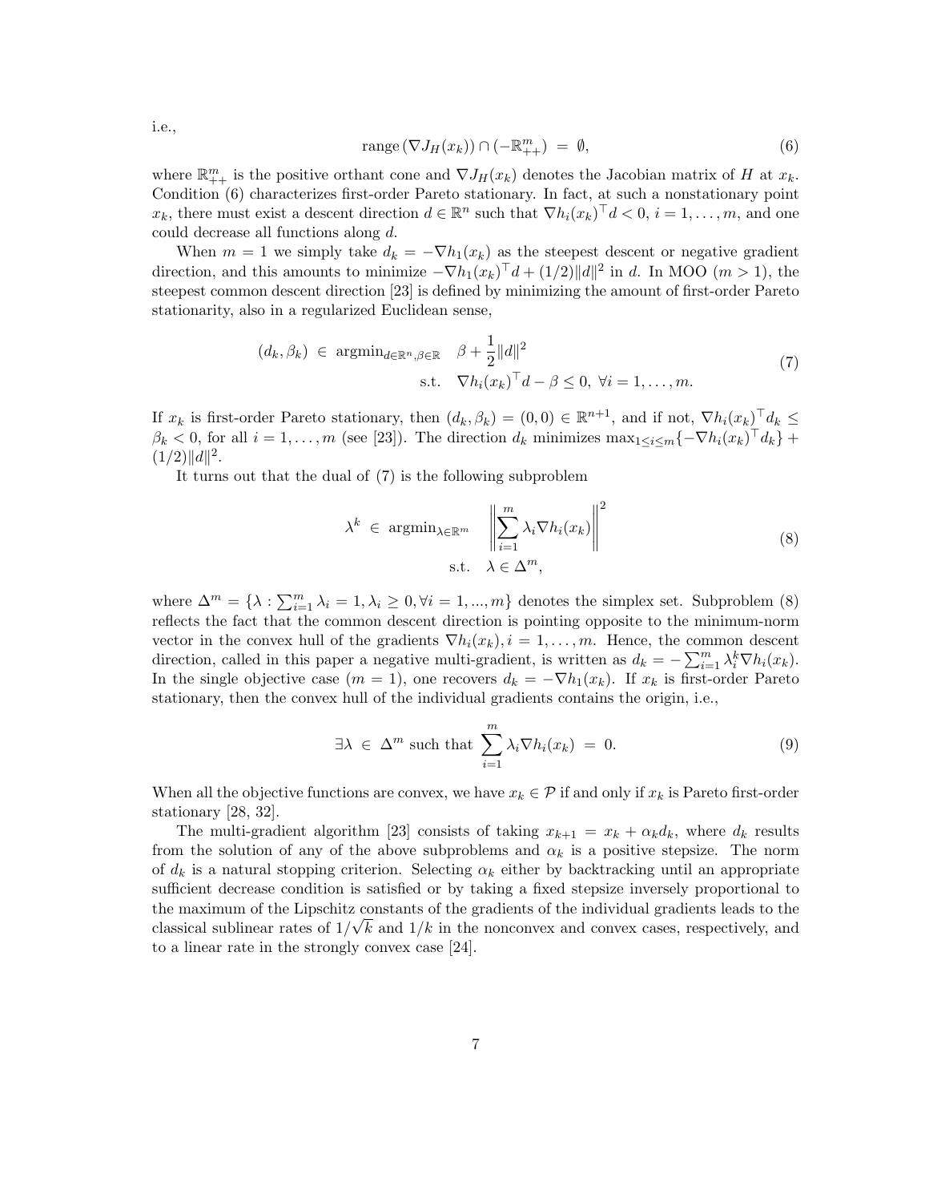i.e.,

$$\text{range}\,(\nabla J_H(x_k)) \cap (-\mathbb{R}^m_{++}) \;=\; \emptyset, \tag{6}$$

where $\mathbb{R}^m_{++}$ is the positive orthant cone and $\nabla J_H(x_k)$ denotes the Jacobian matrix of $H$ at $x_k$. Condition (6) characterizes first-order Pareto stationary. In fact, at such a nonstationary point $x_k$, there must exist a descent direction $d \in \mathbb{R}^n$ such that $\nabla h_i(x_k)^\top d < 0$, $i = 1, \ldots, m$, and one could decrease all functions along $d$.

When $m = 1$ we simply take $d_k = -\nabla h_1(x_k)$ as the steepest descent or negative gradient direction, and this amounts to minimize $-\nabla h_1(x_k)^\top d + (1/2)\|d\|^2$ in $d$. In MOO ($m > 1$), the steepest common descent direction [23] is defined by minimizing the amount of first-order Pareto stationarity, also in a regularized Euclidean sense,

$$\begin{aligned}
(d_k, \beta_k) \;\in\; \text{argmin}_{d \in \mathbb{R}^n, \beta \in \mathbb{R}} \quad & \beta + \frac{1}{2}\|d\|^2 \\
\text{s.t.} \quad & \nabla h_i(x_k)^\top d - \beta \leq 0, \;\forall i = 1, \ldots, m.
\end{aligned} \tag{7}$$

If $x_k$ is first-order Pareto stationary, then $(d_k, \beta_k) = (0, 0) \in \mathbb{R}^{n+1}$, and if not, $\nabla h_i(x_k)^\top d_k \leq \beta_k < 0$, for all $i = 1, \ldots, m$ (see [23]). The direction $d_k$ minimizes $\max_{1 \leq i \leq m}\{-\nabla h_i(x_k)^\top d_k\} + (1/2)\|d\|^2$.

It turns out that the dual of (7) is the following subproblem

$$\begin{aligned}
\lambda^k \;\in\; \text{argmin}_{\lambda \in \mathbb{R}^m} \quad & \left\|\sum_{i=1}^m \lambda_i \nabla h_i(x_k)\right\|^2 \\
\text{s.t.} \quad & \lambda \in \Delta^m,
\end{aligned} \tag{8}$$

where $\Delta^m = \{\lambda : \sum_{i=1}^m \lambda_i = 1, \lambda_i \geq 0, \forall i = 1, ..., m\}$ denotes the simplex set. Subproblem (8) reflects the fact that the common descent direction is pointing opposite to the minimum-norm vector in the convex hull of the gradients $\nabla h_i(x_k), i = 1, \ldots, m$. Hence, the common descent direction, called in this paper a negative multi-gradient, is written as $d_k = -\sum_{i=1}^m \lambda_i^k \nabla h_i(x_k)$. In the single objective case ($m = 1$), one recovers $d_k = -\nabla h_1(x_k)$. If $x_k$ is first-order Pareto stationary, then the convex hull of the individual gradients contains the origin, i.e.,

$$\exists \lambda \;\in\; \Delta^m \text{ such that } \sum_{i=1}^m \lambda_i \nabla h_i(x_k) \;=\; 0. \tag{9}$$

When all the objective functions are convex, we have $x_k \in \mathcal{P}$ if and only if $x_k$ is Pareto first-order stationary [28, 32].

The multi-gradient algorithm [23] consists of taking $x_{k+1} = x_k + \alpha_k d_k$, where $d_k$ results from the solution of any of the above subproblems and $\alpha_k$ is a positive stepsize. The norm of $d_k$ is a natural stopping criterion. Selecting $\alpha_k$ either by backtracking until an appropriate sufficient decrease condition is satisfied or by taking a fixed stepsize inversely proportional to the maximum of the Lipschitz constants of the gradients of the individual gradients leads to the classical sublinear rates of $1/\sqrt{k}$ and $1/k$ in the nonconvex and convex cases, respectively, and to a linear rate in the strongly convex case [24].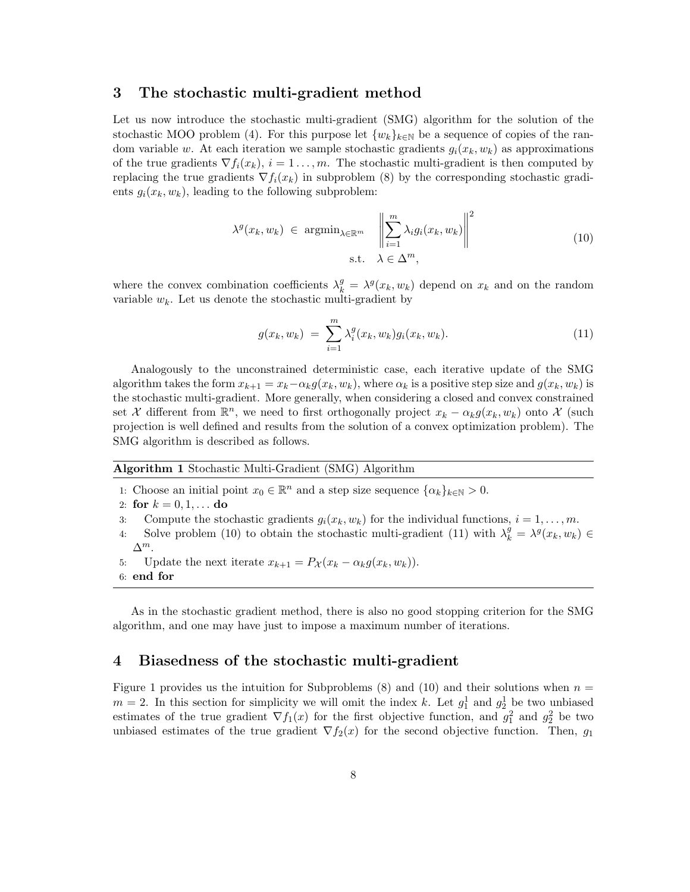## 3 The stochastic multi-gradient method

Let us now introduce the stochastic multi-gradient (SMG) algorithm for the solution of the stochastic MOO problem (4). For this purpose let $\{w_k\}_{k\in\mathbb{N}}$ be a sequence of copies of the random variable $w$. At each iteration we sample stochastic gradients $g_i(x_k, w_k)$ as approximations of the true gradients $\nabla f_i(x_k)$, $i = 1\ldots, m$. The stochastic multi-gradient is then computed by replacing the true gradients $\nabla f_i(x_k)$ in subproblem (8) by the corresponding stochastic gradients $g_i(x_k, w_k)$, leading to the following subproblem:

$$
\begin{aligned}
\lambda^g(x_k, w_k) \ \in \ \operatorname{argmin}_{\lambda\in\mathbb{R}^m} \quad & \left\| \sum_{i=1}^m \lambda_i g_i(x_k, w_k) \right\|^2 \\
\text{s.t.} \quad & \lambda \in \Delta^m,
\end{aligned}
\tag{10}
$$

where the convex combination coefficients $\lambda_k^g = \lambda^g(x_k, w_k)$ depend on $x_k$ and on the random variable $w_k$. Let us denote the stochastic multi-gradient by

$$
g(x_k, w_k) \ = \ \sum_{i=1}^m \lambda_i^g(x_k, w_k) g_i(x_k, w_k). \tag{11}
$$

Analogously to the unconstrained deterministic case, each iterative update of the SMG algorithm takes the form $x_{k+1} = x_k - \alpha_k g(x_k, w_k)$, where $\alpha_k$ is a positive step size and $g(x_k, w_k)$ is the stochastic multi-gradient. More generally, when considering a closed and convex constrained set $\mathcal{X}$ different from $\mathbb{R}^n$, we need to first orthogonally project $x_k - \alpha_k g(x_k, w_k)$ onto $\mathcal{X}$ (such projection is well defined and results from the solution of a convex optimization problem). The SMG algorithm is described as follows.

**Algorithm 1** Stochastic Multi-Gradient (SMG) Algorithm

1: Choose an initial point $x_0 \in \mathbb{R}^n$ and a step size sequence $\{\alpha_k\}_{k\in\mathbb{N}} > 0$.
2: **for** $k = 0, 1, \ldots$ **do**
3: Compute the stochastic gradients $g_i(x_k, w_k)$ for the individual functions, $i = 1, \ldots, m$.
4: Solve problem (10) to obtain the stochastic multi-gradient (11) with $\lambda_k^g = \lambda^g(x_k, w_k) \in \Delta^m$.
5: Update the next iterate $x_{k+1} = P_{\mathcal{X}}(x_k - \alpha_k g(x_k, w_k))$.
6: **end for**

As in the stochastic gradient method, there is also no good stopping criterion for the SMG algorithm, and one may have just to impose a maximum number of iterations.

## 4 Biasedness of the stochastic multi-gradient

Figure 1 provides us the intuition for Subproblems (8) and (10) and their solutions when $n = m = 2$. In this section for simplicity we will omit the index $k$. Let $g_1^1$ and $g_2^1$ be two unbiased estimates of the true gradient $\nabla f_1(x)$ for the first objective function, and $g_1^2$ and $g_2^2$ be two unbiased estimates of the true gradient $\nabla f_2(x)$ for the second objective function. Then, $g_1$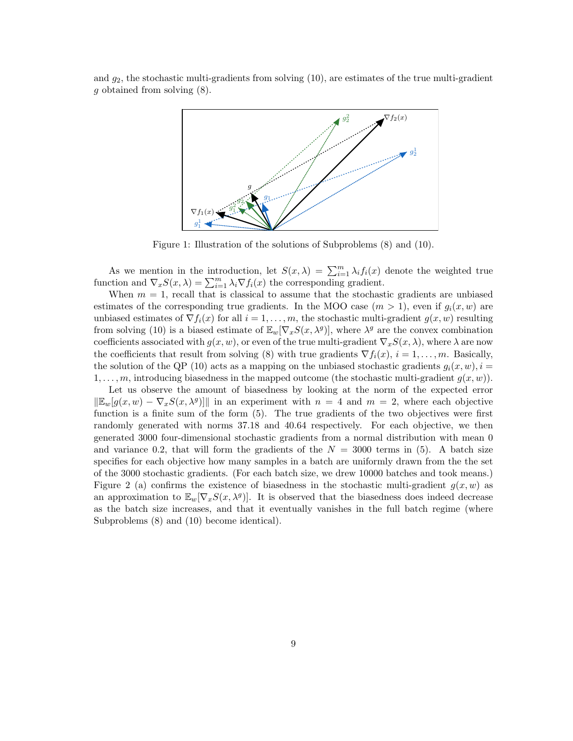and $g_2$, the stochastic multi-gradients from solving (10), are estimates of the true multi-gradient $g$ obtained from solving (8).

Figure 1: Illustration of the solutions of Subproblems (8) and (10).

As we mention in the introduction, let $S(x, \lambda) = \sum_{i=1}^{m} \lambda_i f_i(x)$ denote the weighted true function and $\nabla_x S(x, \lambda) = \sum_{i=1}^{m} \lambda_i \nabla f_i(x)$ the corresponding gradient.

When $m = 1$, recall that is classical to assume that the stochastic gradients are unbiased estimates of the corresponding true gradients. In the MOO case ($m > 1$), even if $g_i(x, w)$ are unbiased estimates of $\nabla f_i(x)$ for all $i = 1, \ldots, m$, the stochastic multi-gradient $g(x, w)$ resulting from solving (10) is a biased estimate of $\mathbb{E}_w[\nabla_x S(x, \lambda^g)]$, where $\lambda^g$ are the convex combination coefficients associated with $g(x, w)$, or even of the true multi-gradient $\nabla_x S(x, \lambda)$, where $\lambda$ are now the coefficients that result from solving (8) with true gradients $\nabla f_i(x)$, $i = 1, \ldots, m$. Basically, the solution of the QP (10) acts as a mapping on the unbiased stochastic gradients $g_i(x, w), i = 1, \ldots, m$, introducing biasedness in the mapped outcome (the stochastic multi-gradient $g(x, w)$).

Let us observe the amount of biasedness by looking at the norm of the expected error $\|\mathbb{E}_w[g(x, w) - \nabla_x S(x, \lambda^g)]\|$ in an experiment with $n = 4$ and $m = 2$, where each objective function is a finite sum of the form (5). The true gradients of the two objectives were first randomly generated with norms 37.18 and 40.64 respectively. For each objective, we then generated 3000 four-dimensional stochastic gradients from a normal distribution with mean 0 and variance 0.2, that will form the gradients of the $N = 3000$ terms in (5). A batch size specifies for each objective how many samples in a batch are uniformly drawn from the the set of the 3000 stochastic gradients. (For each batch size, we drew 10000 batches and took means.) Figure 2 (a) confirms the existence of biasedness in the stochastic multi-gradient $g(x, w)$ as an approximation to $\mathbb{E}_w[\nabla_x S(x, \lambda^g)]$. It is observed that the biasedness does indeed decrease as the batch size increases, and that it eventually vanishes in the full batch regime (where Subproblems (8) and (10) become identical).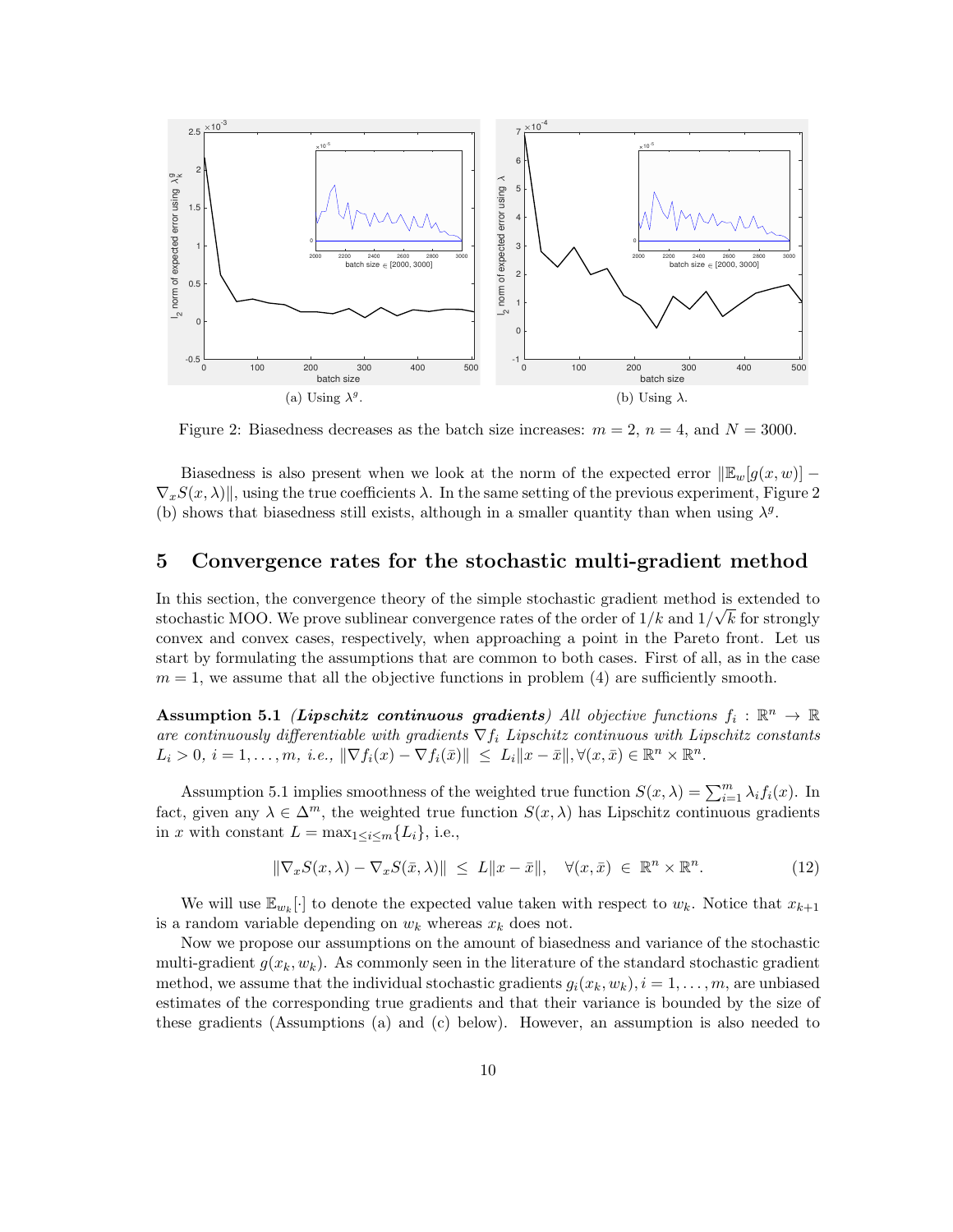(a) Using $\lambda^g$.

(b) Using $\lambda$.

Figure 2: Biasedness decreases as the batch size increases: $m = 2$, $n = 4$, and $N = 3000$.

Biasedness is also present when we look at the norm of the expected error $\|\mathbb{E}_w[g(x, w)] - \nabla_x S(x, \lambda)\|$, using the true coefficients $\lambda$. In the same setting of the previous experiment, Figure 2 (b) shows that biasedness still exists, although in a smaller quantity than when using $\lambda^g$.

## 5 Convergence rates for the stochastic multi-gradient method

In this section, the convergence theory of the simple stochastic gradient method is extended to stochastic MOO. We prove sublinear convergence rates of the order of $1/k$ and $1/\sqrt{k}$ for strongly convex and convex cases, respectively, when approaching a point in the Pareto front. Let us start by formulating the assumptions that are common to both cases. First of all, as in the case $m = 1$, we assume that all the objective functions in problem (4) are sufficiently smooth.

**Assumption 5.1** ***(Lipschitz continuous gradients)*** *All objective functions $f_i : \mathbb{R}^n \to \mathbb{R}$ are continuously differentiable with gradients $\nabla f_i$ Lipschitz continuous with Lipschitz constants $L_i > 0$, $i = 1, \ldots, m$, i.e., $\|\nabla f_i(x) - \nabla f_i(\bar{x})\| \le L_i \|x - \bar{x}\|, \forall (x, \bar{x}) \in \mathbb{R}^n \times \mathbb{R}^n$.*

Assumption 5.1 implies smoothness of the weighted true function $S(x, \lambda) = \sum_{i=1}^m \lambda_i f_i(x)$. In fact, given any $\lambda \in \Delta^m$, the weighted true function $S(x, \lambda)$ has Lipschitz continuous gradients in $x$ with constant $L = \max_{1 \le i \le m}\{L_i\}$, i.e.,

$$\|\nabla_x S(x, \lambda) - \nabla_x S(\bar{x}, \lambda)\| \le L\|x - \bar{x}\|, \quad \forall (x, \bar{x}) \in \mathbb{R}^n \times \mathbb{R}^n. \tag{12}$$

We will use $\mathbb{E}_{w_k}[\cdot]$ to denote the expected value taken with respect to $w_k$. Notice that $x_{k+1}$ is a random variable depending on $w_k$ whereas $x_k$ does not.

Now we propose our assumptions on the amount of biasedness and variance of the stochastic multi-gradient $g(x_k, w_k)$. As commonly seen in the literature of the standard stochastic gradient method, we assume that the individual stochastic gradients $g_i(x_k, w_k), i = 1, \ldots, m$, are unbiased estimates of the corresponding true gradients and that their variance is bounded by the size of these gradients (Assumptions (a) and (c) below). However, an assumption is also needed to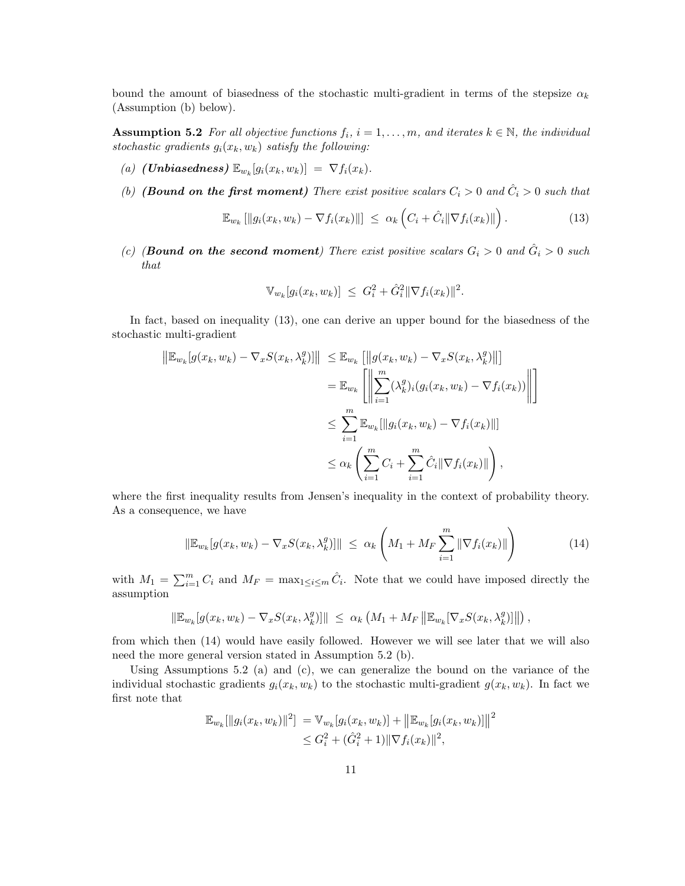bound the amount of biasedness of the stochastic multi-gradient in terms of the stepsize $\alpha_k$ (Assumption (b) below).

**Assumption 5.2** *For all objective functions $f_i$, $i = 1, \ldots, m$, and iterates $k \in \mathbb{N}$, the individual stochastic gradients $g_i(x_k, w_k)$ satisfy the following:*

*(a)* ***(Unbiasedness)*** $\mathbb{E}_{w_k}[g_i(x_k, w_k)] \;=\; \nabla f_i(x_k)$.

*(b)* ***(Bound on the first moment)*** *There exist positive scalars $C_i > 0$ and $\hat{C}_i > 0$ such that*

$$\mathbb{E}_{w_k}\left[\|g_i(x_k, w_k) - \nabla f_i(x_k)\|\right] \;\leq\; \alpha_k \left(C_i + \hat{C}_i \|\nabla f_i(x_k)\|\right). \tag{13}$$

*(c)* ***(Bound on the second moment)*** *There exist positive scalars $G_i > 0$ and $\hat{G}_i > 0$ such that*

$$\mathbb{V}_{w_k}[g_i(x_k, w_k)] \;\leq\; G_i^2 + \hat{G}_i^2 \|\nabla f_i(x_k)\|^2.$$

In fact, based on inequality (13), one can derive an upper bound for the biasedness of the stochastic multi-gradient

$$\begin{aligned}
\left\|\mathbb{E}_{w_k}[g(x_k, w_k) - \nabla_x S(x_k, \lambda_k^g)]\right\| &\leq \mathbb{E}_{w_k}\left[\left\|g(x_k, w_k) - \nabla_x S(x_k, \lambda_k^g)\right\|\right] \\
&= \mathbb{E}_{w_k}\left[\left\|\sum_{i=1}^m (\lambda_k^g)_i (g_i(x_k, w_k) - \nabla f_i(x_k))\right\|\right] \\
&\leq \sum_{i=1}^m \mathbb{E}_{w_k}[\|g_i(x_k, w_k) - \nabla f_i(x_k)\|] \\
&\leq \alpha_k \left(\sum_{i=1}^m C_i + \sum_{i=1}^m \hat{C}_i \|\nabla f_i(x_k)\|\right),
\end{aligned}$$

where the first inequality results from Jensen's inequality in the context of probability theory. As a consequence, we have

$$\|\mathbb{E}_{w_k}[g(x_k, w_k) - \nabla_x S(x_k, \lambda_k^g)]\| \;\leq\; \alpha_k \left(M_1 + M_F \sum_{i=1}^m \|\nabla f_i(x_k)\|\right) \tag{14}$$

with $M_1 = \sum_{i=1}^m C_i$ and $M_F = \max_{1 \leq i \leq m} \hat{C}_i$. Note that we could have imposed directly the assumption

$$\|\mathbb{E}_{w_k}[g(x_k, w_k) - \nabla_x S(x_k, \lambda_k^g)]\| \;\leq\; \alpha_k \left(M_1 + M_F \left\|\mathbb{E}_{w_k}[\nabla_x S(x_k, \lambda_k^g)]\right\|\right),$$

from which then (14) would have easily followed. However we will see later that we will also need the more general version stated in Assumption 5.2 (b).

Using Assumptions 5.2 (a) and (c), we can generalize the bound on the variance of the individual stochastic gradients $g_i(x_k, w_k)$ to the stochastic multi-gradient $g(x_k, w_k)$. In fact we first note that

$$\begin{aligned}
\mathbb{E}_{w_k}[\|g_i(x_k, w_k)\|^2] &= \mathbb{V}_{w_k}[g_i(x_k, w_k)] + \left\|\mathbb{E}_{w_k}[g_i(x_k, w_k)]\right\|^2 \\
&\leq G_i^2 + (\hat{G}_i^2 + 1)\|\nabla f_i(x_k)\|^2,
\end{aligned}$$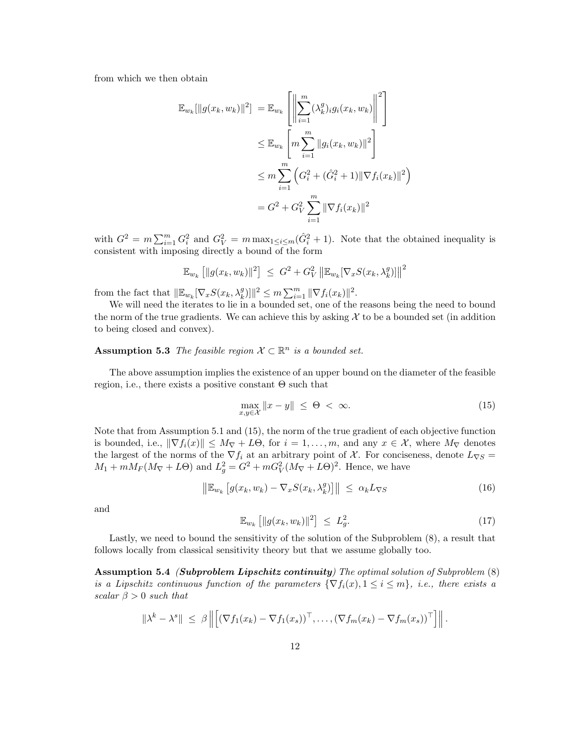from which we then obtain

$$
\begin{aligned}
\mathbb{E}_{w_k}[\|g(x_k, w_k)\|^2] &= \mathbb{E}_{w_k}\left[\left\|\sum_{i=1}^{m}(\lambda_k^g)_i g_i(x_k, w_k)\right\|^2\right] \\
&\leq \mathbb{E}_{w_k}\left[m\sum_{i=1}^{m}\|g_i(x_k, w_k)\|^2\right] \\
&\leq m\sum_{i=1}^{m}\left(G_i^2 + (\hat{G}_i^2 + 1)\|\nabla f_i(x_k)\|^2\right) \\
&= G^2 + G_V^2\sum_{i=1}^{m}\|\nabla f_i(x_k)\|^2
\end{aligned}
$$

with $G^2 = m\sum_{i=1}^{m} G_i^2$ and $G_V^2 = m\max_{1\leq i\leq m}(\hat{G}_i^2 + 1)$. Note that the obtained inequality is consistent with imposing directly a bound of the form

$$
\mathbb{E}_{w_k}\left[\|g(x_k, w_k)\|^2\right] \;\leq\; G^2 + G_V^2\left\|\mathbb{E}_{w_k}[\nabla_x S(x_k, \lambda_k^g)]\right\|^2
$$

from the fact that $\|\mathbb{E}_{w_k}[\nabla_x S(x_k, \lambda_k^g)]\|^2 \leq m\sum_{i=1}^{m}\|\nabla f_i(x_k)\|^2$.

We will need the iterates to lie in a bounded set, one of the reasons being the need to bound the norm of the true gradients. We can achieve this by asking $\mathcal{X}$ to be a bounded set (in addition to being closed and convex).

**Assumption 5.3** *The feasible region $\mathcal{X} \subset \mathbb{R}^n$ is a bounded set.*

The above assumption implies the existence of an upper bound on the diameter of the feasible region, i.e., there exists a positive constant $\Theta$ such that

$$
\max_{x,y\in\mathcal{X}}\|x - y\| \;\leq\; \Theta \;<\; \infty. \tag{15}
$$

Note that from Assumption 5.1 and (15), the norm of the true gradient of each objective function is bounded, i.e., $\|\nabla f_i(x)\| \leq M_\nabla + L\Theta$, for $i = 1, \ldots, m$, and any $x \in \mathcal{X}$, where $M_\nabla$ denotes the largest of the norms of the $\nabla f_i$ at an arbitrary point of $\mathcal{X}$. For conciseness, denote $L_{\nabla S} = M_1 + mM_F(M_\nabla + L\Theta)$ and $L_g^2 = G^2 + mG_V^2(M_\nabla + L\Theta)^2$. Hence, we have

$$
\left\|\mathbb{E}_{w_k}\left[g(x_k, w_k) - \nabla_x S(x_k, \lambda_k^g)\right]\right\| \;\leq\; \alpha_k L_{\nabla S} \tag{16}
$$

and

$$
\mathbb{E}_{w_k}\left[\|g(x_k, w_k)\|^2\right] \;\leq\; L_g^2. \tag{17}
$$

Lastly, we need to bound the sensitivity of the solution of the Subproblem (8), a result that follows locally from classical sensitivity theory but that we assume globally too.

**Assumption 5.4** ***(Subproblem Lipschitz continuity)*** *The optimal solution of Subproblem (8) is a Lipschitz continuous function of the parameters $\{\nabla f_i(x), 1 \leq i \leq m\}$, i.e., there exists a scalar $\beta > 0$ such that*

$$
\|\lambda^k - \lambda^s\| \;\leq\; \beta\left\|\left[(\nabla f_1(x_k) - \nabla f_1(x_s))^\top, \ldots, (\nabla f_m(x_k) - \nabla f_m(x_s))^\top\right]\right\|.
$$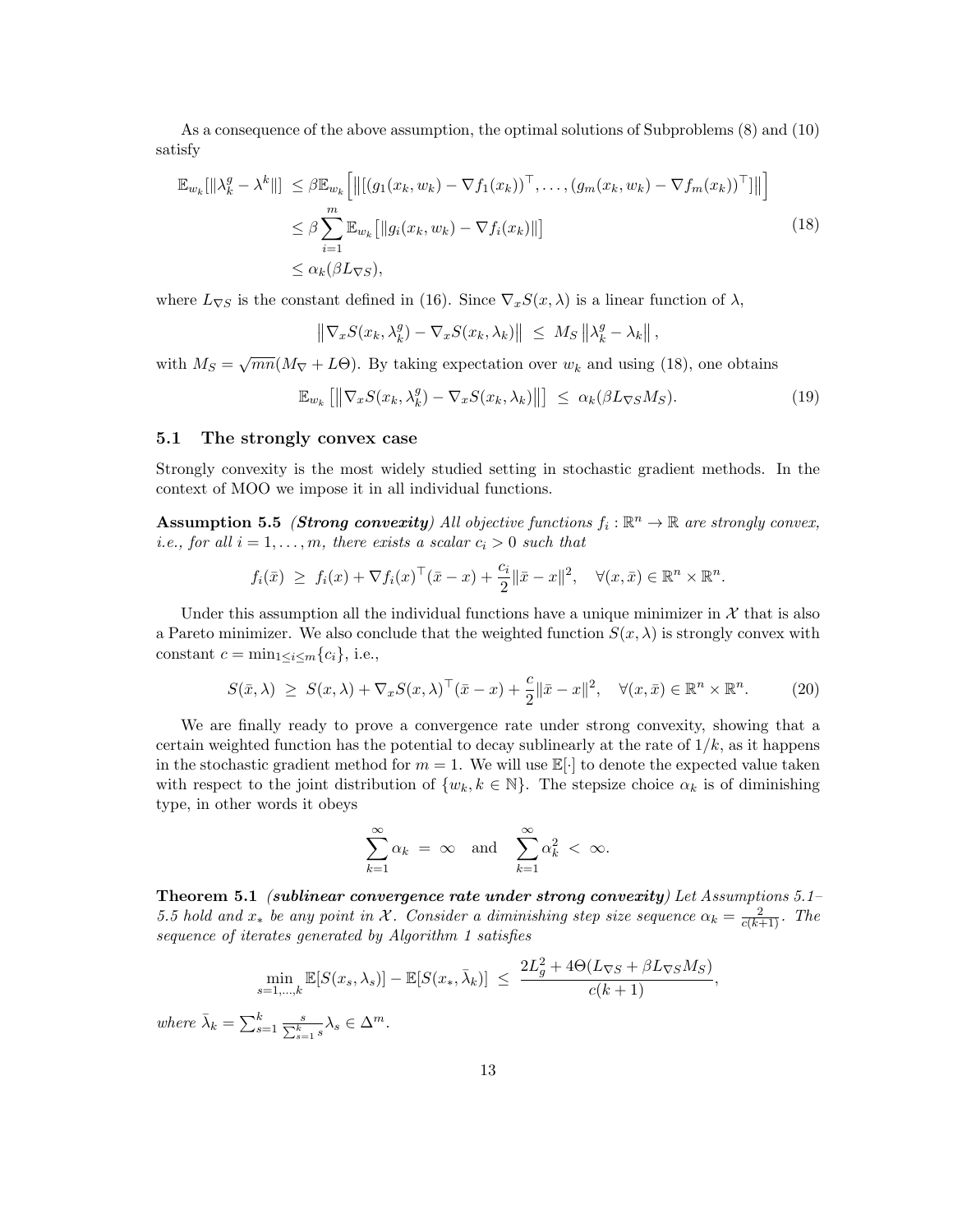As a consequence of the above assumption, the optimal solutions of Subproblems (8) and (10) satisfy

$$
\begin{aligned}
\mathbb{E}_{w_k}[\|\lambda_k^g - \lambda^k\|] &\leq \beta \mathbb{E}_{w_k}\left[\left\|[(g_1(x_k, w_k) - \nabla f_1(x_k))^\top, \ldots, (g_m(x_k, w_k) - \nabla f_m(x_k))^\top]\right\|\right] \\
&\leq \beta \sum_{i=1}^{m} \mathbb{E}_{w_k}\left[\|g_i(x_k, w_k) - \nabla f_i(x_k)\|\right] \\
&\leq \alpha_k(\beta L_{\nabla S}),
\end{aligned} \tag{18}
$$

where $L_{\nabla S}$ is the constant defined in (16). Since $\nabla_x S(x, \lambda)$ is a linear function of $\lambda$,

$$
\left\|\nabla_x S(x_k, \lambda_k^g) - \nabla_x S(x_k, \lambda_k)\right\| \;\leq\; M_S \left\|\lambda_k^g - \lambda_k\right\|,
$$

with $M_S = \sqrt{mn}(M_\nabla + L\Theta)$. By taking expectation over $w_k$ and using (18), one obtains

$$
\mathbb{E}_{w_k}\left[\left\|\nabla_x S(x_k, \lambda_k^g) - \nabla_x S(x_k, \lambda_k)\right\|\right] \;\leq\; \alpha_k(\beta L_{\nabla S} M_S). \tag{19}
$$

### 5.1 The strongly convex case

Strongly convexity is the most widely studied setting in stochastic gradient methods. In the context of MOO we impose it in all individual functions.

**Assumption 5.5** ***(Strong convexity)*** *All objective functions $f_i : \mathbb{R}^n \to \mathbb{R}$ are strongly convex, i.e., for all $i = 1, \ldots, m$, there exists a scalar $c_i > 0$ such that*

$$
f_i(\bar{x}) \;\geq\; f_i(x) + \nabla f_i(x)^\top(\bar{x} - x) + \frac{c_i}{2}\|\bar{x} - x\|^2, \quad \forall (x, \bar{x}) \in \mathbb{R}^n \times \mathbb{R}^n.
$$

Under this assumption all the individual functions have a unique minimizer in $\mathcal{X}$ that is also a Pareto minimizer. We also conclude that the weighted function $S(x, \lambda)$ is strongly convex with constant $c = \min_{1 \leq i \leq m}\{c_i\}$, i.e.,

$$
S(\bar{x}, \lambda) \;\geq\; S(x, \lambda) + \nabla_x S(x, \lambda)^\top(\bar{x} - x) + \frac{c}{2}\|\bar{x} - x\|^2, \quad \forall (x, \bar{x}) \in \mathbb{R}^n \times \mathbb{R}^n. \tag{20}
$$

We are finally ready to prove a convergence rate under strong convexity, showing that a certain weighted function has the potential to decay sublinearly at the rate of $1/k$, as it happens in the stochastic gradient method for $m = 1$. We will use $\mathbb{E}[\cdot]$ to denote the expected value taken with respect to the joint distribution of $\{w_k, k \in \mathbb{N}\}$. The stepsize choice $\alpha_k$ is of diminishing type, in other words it obeys

$$
\sum_{k=1}^{\infty} \alpha_k \;=\; \infty \quad \text{and} \quad \sum_{k=1}^{\infty} \alpha_k^2 \;<\; \infty.
$$

**Theorem 5.1** ***(sublinear convergence rate under strong convexity)*** *Let Assumptions 5.1–5.5 hold and $x_*$ be any point in $\mathcal{X}$. Consider a diminishing step size sequence $\alpha_k = \frac{2}{c(k+1)}$. The sequence of iterates generated by Algorithm 1 satisfies*

$$
\min_{s=1,\ldots,k} \mathbb{E}[S(x_s, \lambda_s)] - \mathbb{E}[S(x_*, \bar{\lambda}_k)] \;\leq\; \frac{2L_g^2 + 4\Theta(L_{\nabla S} + \beta L_{\nabla S} M_S)}{c(k+1)},
$$

*where $\bar{\lambda}_k = \sum_{s=1}^{k} \frac{s}{\sum_{s=1}^{k} s} \lambda_s \in \Delta^m$.*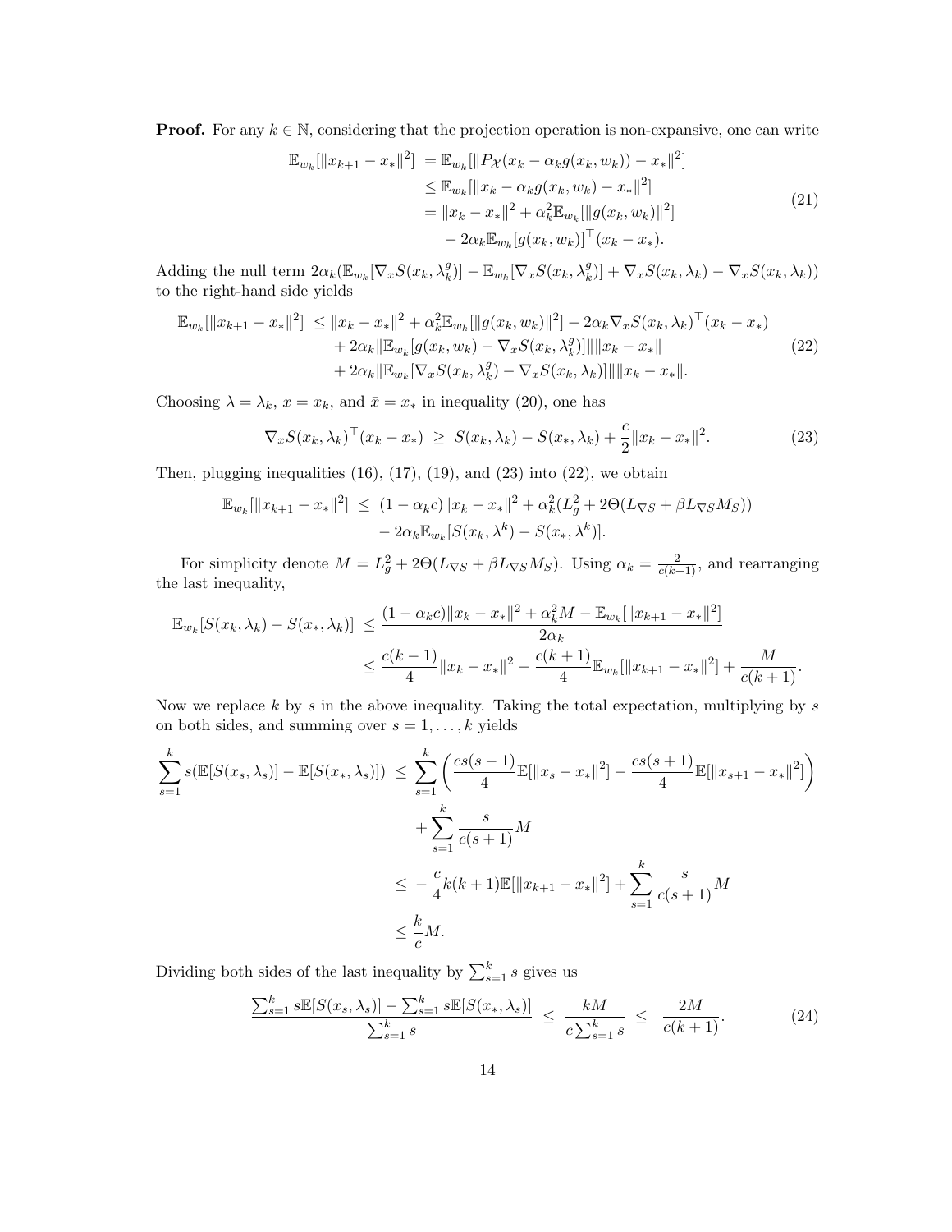**Proof.** For any $k \in \mathbb{N}$, considering that the projection operation is non-expansive, one can write

$$
\begin{aligned}
\mathbb{E}_{w_k}[\|x_{k+1} - x_*\|^2] &= \mathbb{E}_{w_k}[\|P_{\mathcal{X}}(x_k - \alpha_k g(x_k, w_k)) - x_*\|^2] \\
&\leq \mathbb{E}_{w_k}[\|x_k - \alpha_k g(x_k, w_k) - x_*\|^2] \\
&= \|x_k - x_*\|^2 + \alpha_k^2 \mathbb{E}_{w_k}[\|g(x_k, w_k)\|^2] \\
&\quad - 2\alpha_k \mathbb{E}_{w_k}[g(x_k, w_k)]^\top (x_k - x_*).
\end{aligned}
\tag{21}
$$

Adding the null term $2\alpha_k(\mathbb{E}_{w_k}[\nabla_x S(x_k, \lambda_k^g)] - \mathbb{E}_{w_k}[\nabla_x S(x_k, \lambda_k^g)] + \nabla_x S(x_k, \lambda_k) - \nabla_x S(x_k, \lambda_k))$ to the right-hand side yields

$$
\begin{aligned}
\mathbb{E}_{w_k}[\|x_{k+1} - x_*\|^2] \;&\leq \|x_k - x_*\|^2 + \alpha_k^2 \mathbb{E}_{w_k}[\|g(x_k, w_k)\|^2] - 2\alpha_k \nabla_x S(x_k, \lambda_k)^\top (x_k - x_*) \\
&\quad + 2\alpha_k \|\mathbb{E}_{w_k}[g(x_k, w_k) - \nabla_x S(x_k, \lambda_k^g)]\| \|x_k - x_*\| \\
&\quad + 2\alpha_k \|\mathbb{E}_{w_k}[\nabla_x S(x_k, \lambda_k^g) - \nabla_x S(x_k, \lambda_k)]\| \|x_k - x_*\|.
\end{aligned}
\tag{22}
$$

Choosing $\lambda = \lambda_k$, $x = x_k$, and $\bar{x} = x_*$ in inequality (20), one has

$$
\nabla_x S(x_k, \lambda_k)^\top (x_k - x_*) \;\geq\; S(x_k, \lambda_k) - S(x_*, \lambda_k) + \frac{c}{2}\|x_k - x_*\|^2. \tag{23}
$$

Then, plugging inequalities (16), (17), (19), and (23) into (22), we obtain

$$
\begin{aligned}
\mathbb{E}_{w_k}[\|x_{k+1} - x_*\|^2] \;&\leq\; (1 - \alpha_k c)\|x_k - x_*\|^2 + \alpha_k^2 (L_g^2 + 2\Theta(L_{\nabla S} + \beta L_{\nabla S} M_S)) \\
&\quad - 2\alpha_k \mathbb{E}_{w_k}[S(x_k, \lambda^k) - S(x_*, \lambda^k)].
\end{aligned}
$$

For simplicity denote $M = L_g^2 + 2\Theta(L_{\nabla S} + \beta L_{\nabla S} M_S)$. Using $\alpha_k = \frac{2}{c(k+1)}$, and rearranging the last inequality,

$$
\begin{aligned}
\mathbb{E}_{w_k}[S(x_k, \lambda_k) - S(x_*, \lambda_k)] \;&\leq\; \frac{(1 - \alpha_k c)\|x_k - x_*\|^2 + \alpha_k^2 M - \mathbb{E}_{w_k}[\|x_{k+1} - x_*\|^2]}{2\alpha_k} \\
&\leq \frac{c(k-1)}{4}\|x_k - x_*\|^2 - \frac{c(k+1)}{4}\mathbb{E}_{w_k}[\|x_{k+1} - x_*\|^2] + \frac{M}{c(k+1)}.
\end{aligned}
$$

Now we replace $k$ by $s$ in the above inequality. Taking the total expectation, multiplying by $s$ on both sides, and summing over $s = 1, \ldots, k$ yields

$$
\begin{aligned}
\sum_{s=1}^{k} s(\mathbb{E}[S(x_s, \lambda_s)] - \mathbb{E}[S(x_*, \lambda_s)]) \;&\leq\; \sum_{s=1}^{k} \left( \frac{cs(s-1)}{4}\mathbb{E}[\|x_s - x_*\|^2] - \frac{cs(s+1)}{4}\mathbb{E}[\|x_{s+1} - x_*\|^2] \right) \\
&\quad + \sum_{s=1}^{k} \frac{s}{c(s+1)} M \\
&\leq \; -\frac{c}{4}k(k+1)\mathbb{E}[\|x_{k+1} - x_*\|^2] + \sum_{s=1}^{k} \frac{s}{c(s+1)} M \\
&\leq \frac{k}{c} M.
\end{aligned}
$$

Dividing both sides of the last inequality by $\sum_{s=1}^{k} s$ gives us

$$
\frac{\sum_{s=1}^{k} s\mathbb{E}[S(x_s, \lambda_s)] - \sum_{s=1}^{k} s\mathbb{E}[S(x_*, \lambda_s)]}{\sum_{s=1}^{k} s} \;\leq\; \frac{kM}{c\sum_{s=1}^{k} s} \;\leq\; \frac{2M}{c(k+1)}. \tag{24}
$$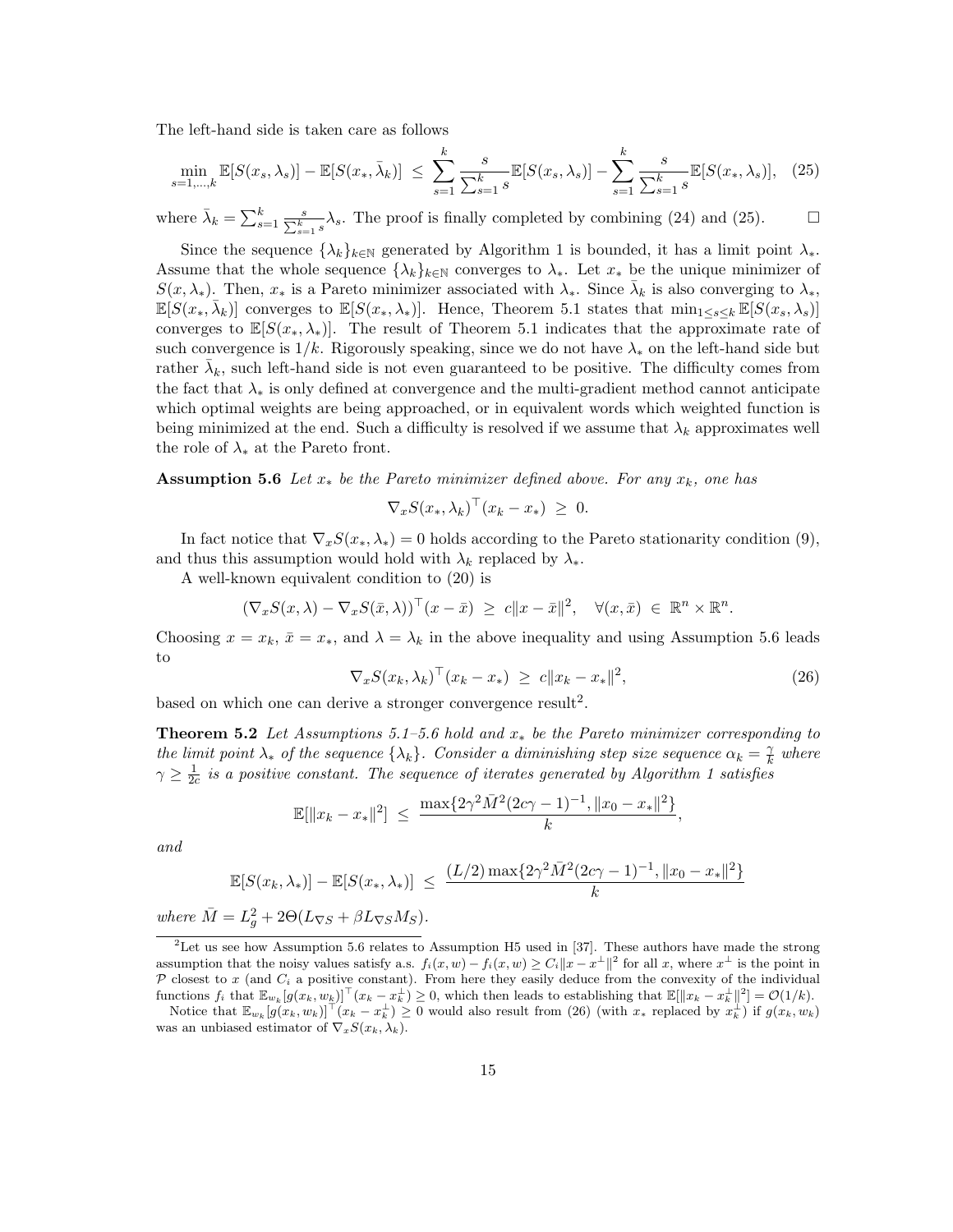The left-hand side is taken care as follows

$$\min_{s=1,\ldots,k} \mathbb{E}[S(x_s,\lambda_s)] - \mathbb{E}[S(x_*,\bar{\lambda}_k)] \;\leq\; \sum_{s=1}^{k} \frac{s}{\sum_{s=1}^{k} s} \mathbb{E}[S(x_s,\lambda_s)] - \sum_{s=1}^{k} \frac{s}{\sum_{s=1}^{k} s} \mathbb{E}[S(x_*,\lambda_s)], \quad (25)$$

where $\bar{\lambda}_k = \sum_{s=1}^{k} \frac{s}{\sum_{s=1}^{k} s} \lambda_s$. The proof is finally completed by combining (24) and (25). $\square$

Since the sequence $\{\lambda_k\}_{k\in\mathbb{N}}$ generated by Algorithm 1 is bounded, it has a limit point $\lambda_*$. Assume that the whole sequence $\{\lambda_k\}_{k\in\mathbb{N}}$ converges to $\lambda_*$. Let $x_*$ be the unique minimizer of $S(x,\lambda_*)$. Then, $x_*$ is a Pareto minimizer associated with $\lambda_*$. Since $\bar{\lambda}_k$ is also converging to $\lambda_*$, $\mathbb{E}[S(x_*,\bar{\lambda}_k)]$ converges to $\mathbb{E}[S(x_*,\lambda_*)]$. Hence, Theorem 5.1 states that $\min_{1\leq s\leq k} \mathbb{E}[S(x_s,\lambda_s)]$ converges to $\mathbb{E}[S(x_*,\lambda_*)]$. The result of Theorem 5.1 indicates that the approximate rate of such convergence is $1/k$. Rigorously speaking, since we do not have $\lambda_*$ on the left-hand side but rather $\bar{\lambda}_k$, such left-hand side is not even guaranteed to be positive. The difficulty comes from the fact that $\lambda_*$ is only defined at convergence and the multi-gradient method cannot anticipate which optimal weights are being approached, or in equivalent words which weighted function is being minimized at the end. Such a difficulty is resolved if we assume that $\lambda_k$ approximates well the role of $\lambda_*$ at the Pareto front.

**Assumption 5.6** *Let $x_*$ be the Pareto minimizer defined above. For any $x_k$, one has*

$$\nabla_x S(x_*,\lambda_k)^\top (x_k - x_*) \;\geq\; 0.$$

In fact notice that $\nabla_x S(x_*,\lambda_*) = 0$ holds according to the Pareto stationarity condition (9), and thus this assumption would hold with $\lambda_k$ replaced by $\lambda_*$.

A well-known equivalent condition to (20) is

$$(\nabla_x S(x,\lambda) - \nabla_x S(\bar{x},\lambda))^\top (x - \bar{x}) \;\geq\; c\|x-\bar{x}\|^2, \quad \forall (x,\bar{x}) \;\in\; \mathbb{R}^n \times \mathbb{R}^n.$$

Choosing $x = x_k$, $\bar{x} = x_*$, and $\lambda = \lambda_k$ in the above inequality and using Assumption 5.6 leads to

$$\nabla_x S(x_k,\lambda_k)^\top (x_k - x_*) \;\geq\; c\|x_k - x_*\|^2, \quad (26)$$

based on which one can derive a stronger convergence result[2].

**Theorem 5.2** *Let Assumptions 5.1–5.6 hold and $x_*$ be the Pareto minimizer corresponding to the limit point $\lambda_*$ of the sequence $\{\lambda_k\}$. Consider a diminishing step size sequence $\alpha_k = \frac{\gamma}{k}$ where $\gamma \geq \frac{1}{2c}$ is a positive constant. The sequence of iterates generated by Algorithm 1 satisfies*

$$\mathbb{E}[\|x_k - x_*\|^2] \;\leq\; \frac{\max\{2\gamma^2 \bar{M}^2 (2c\gamma - 1)^{-1}, \|x_0 - x_*\|^2\}}{k},$$

*and*

$$\mathbb{E}[S(x_k,\lambda_*)] - \mathbb{E}[S(x_*,\lambda_*)] \;\leq\; \frac{(L/2)\max\{2\gamma^2 \bar{M}^2 (2c\gamma - 1)^{-1}, \|x_0 - x_*\|^2\}}{k}$$

*where $\bar{M} = L_g^2 + 2\Theta(L_{\nabla S} + \beta L_{\nabla S} M_S)$.*

---

[2] Let us see how Assumption 5.6 relates to Assumption H5 used in [37]. These authors have made the strong assumption that the noisy values satisfy a.s. $f_i(x,w) - f_i(x,w) \geq C_i\|x - x^\perp\|^2$ for all $x$, where $x^\perp$ is the point in $\mathcal{P}$ closest to $x$ (and $C_i$ a positive constant). From here they easily deduce from the convexity of the individual functions $f_i$ that $\mathbb{E}_{w_k}[g(x_k,w_k)]^\top (x_k - x_k^\perp) \geq 0$, which then leads to establishing that $\mathbb{E}[\|x_k - x_k^\perp\|^2] = \mathcal{O}(1/k)$.

Notice that $\mathbb{E}_{w_k}[g(x_k,w_k)]^\top (x_k - x_k^\perp) \geq 0$ would also result from (26) (with $x_*$ replaced by $x_k^\perp$) if $g(x_k,w_k)$ was an unbiased estimator of $\nabla_x S(x_k,\lambda_k)$.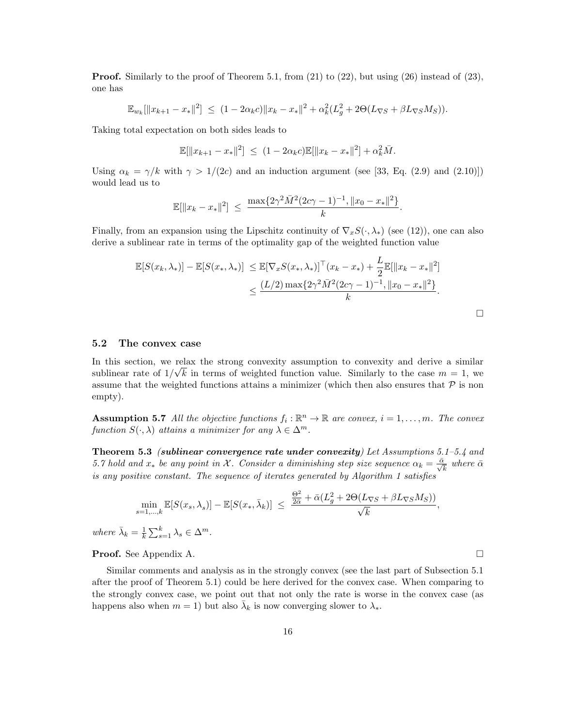**Proof.** Similarly to the proof of Theorem 5.1, from (21) to (22), but using (26) instead of (23), one has

$$\mathbb{E}_{w_k}[\|x_{k+1} - x_*\|^2] \;\leq\; (1 - 2\alpha_k c)\|x_k - x_*\|^2 + \alpha_k^2(L_g^2 + 2\Theta(L_{\nabla S} + \beta L_{\nabla S} M_S)).$$

Taking total expectation on both sides leads to

$$\mathbb{E}[\|x_{k+1} - x_*\|^2] \;\leq\; (1 - 2\alpha_k c)\mathbb{E}[\|x_k - x_*\|^2] + \alpha_k^2 \bar{M}.$$

Using $\alpha_k = \gamma/k$ with $\gamma > 1/(2c)$ and an induction argument (see [33, Eq. (2.9) and (2.10)]) would lead us to

$$\mathbb{E}[\|x_k - x_*\|^2] \;\leq\; \frac{\max\{2\gamma^2 \bar{M}^2(2c\gamma - 1)^{-1}, \|x_0 - x_*\|^2\}}{k}.$$

Finally, from an expansion using the Lipschitz continuity of $\nabla_x S(\cdot, \lambda_*)$ (see (12)), one can also derive a sublinear rate in terms of the optimality gap of the weighted function value

$$\begin{aligned}
\mathbb{E}[S(x_k, \lambda_*)] - \mathbb{E}[S(x_*, \lambda_*)] \;&\leq \mathbb{E}[\nabla_x S(x_*, \lambda_*)]^\top (x_k - x_*) + \frac{L}{2}\mathbb{E}[\|x_k - x_*\|^2] \\
&\leq \frac{(L/2)\max\{2\gamma^2 \bar{M}^2(2c\gamma - 1)^{-1}, \|x_0 - x_*\|^2\}}{k}.
\end{aligned}$$

□

### 5.2 The convex case

In this section, we relax the strong convexity assumption to convexity and derive a similar sublinear rate of $1/\sqrt{k}$ in terms of weighted function value. Similarly to the case $m = 1$, we assume that the weighted functions attains a minimizer (which then also ensures that $\mathcal{P}$ is non empty).

**Assumption 5.7** *All the objective functions $f_i : \mathbb{R}^n \to \mathbb{R}$ are convex, $i = 1, \ldots, m$. The convex function $S(\cdot, \lambda)$ attains a minimizer for any $\lambda \in \Delta^m$.*

**Theorem 5.3** ***(sublinear convergence rate under convexity)*** *Let Assumptions 5.1–5.4 and 5.7 hold and $x_*$ be any point in $\mathcal{X}$. Consider a diminishing step size sequence $\alpha_k = \frac{\bar{\alpha}}{\sqrt{k}}$ where $\bar{\alpha}$ is any positive constant. The sequence of iterates generated by Algorithm 1 satisfies*

$$\min_{s=1,\ldots,k} \mathbb{E}[S(x_s, \lambda_s)] - \mathbb{E}[S(x_*, \bar{\lambda}_k)] \;\leq\; \frac{\frac{\Theta^2}{2\bar{\alpha}} + \bar{\alpha}(L_g^2 + 2\Theta(L_{\nabla S} + \beta L_{\nabla S} M_S))}{\sqrt{k}},$$

*where $\bar{\lambda}_k = \frac{1}{k}\sum_{s=1}^{k} \lambda_s \in \Delta^m$.*

**Proof.** See Appendix A. □

Similar comments and analysis as in the strongly convex (see the last part of Subsection 5.1 after the proof of Theorem 5.1) could be here derived for the convex case. When comparing to the strongly convex case, we point out that not only the rate is worse in the convex case (as happens also when $m = 1$) but also $\bar{\lambda}_k$ is now converging slower to $\lambda_*$.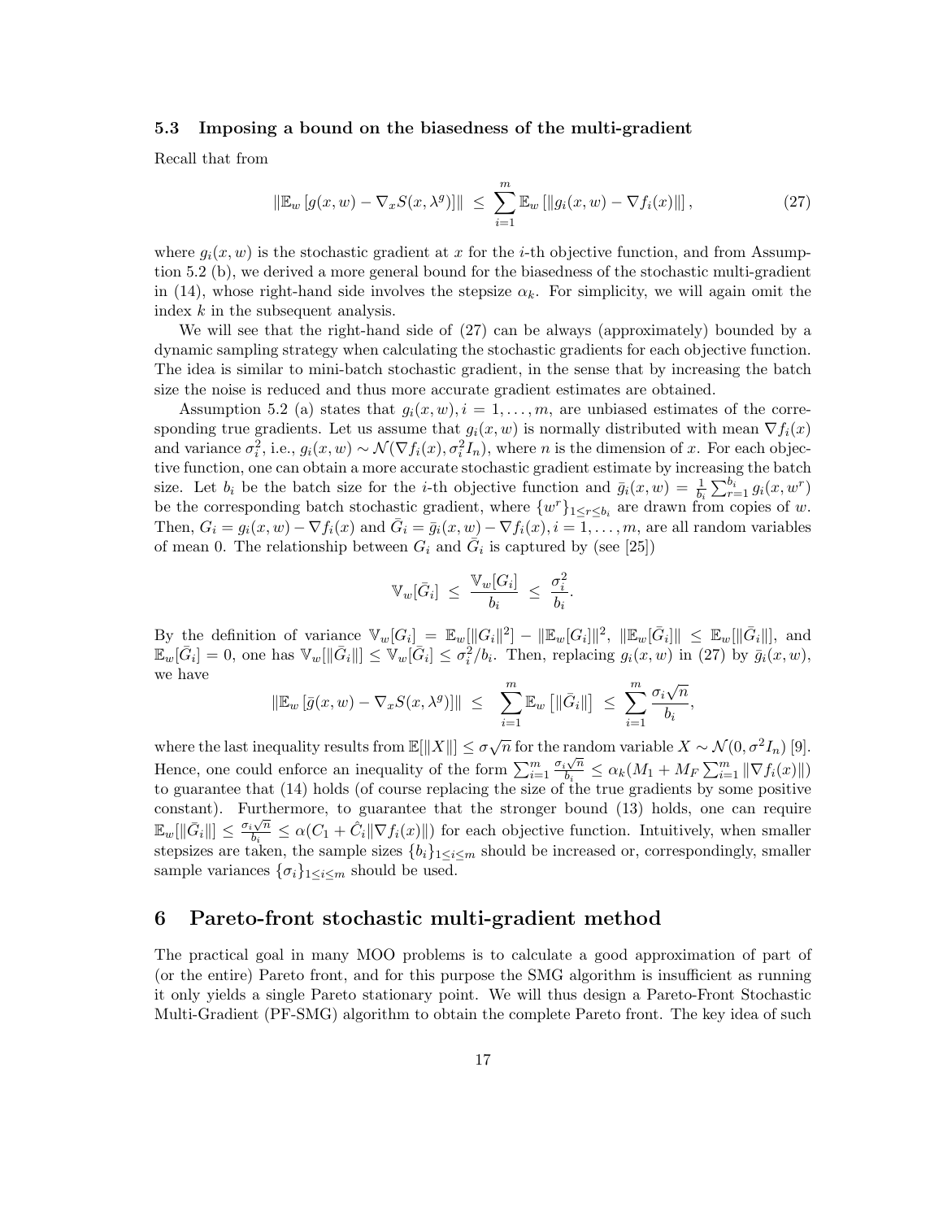### 5.3 Imposing a bound on the biasedness of the multi-gradient

Recall that from

$$\|\mathbb{E}_w \left[g(x,w) - \nabla_x S(x,\lambda^g)\right]\| \;\leq\; \sum_{i=1}^{m} \mathbb{E}_w \left[\|g_i(x,w) - \nabla f_i(x)\|\right], \tag{27}$$

where $g_i(x,w)$ is the stochastic gradient at $x$ for the $i$-th objective function, and from Assumption 5.2 (b), we derived a more general bound for the biasedness of the stochastic multi-gradient in (14), whose right-hand side involves the stepsize $\alpha_k$. For simplicity, we will again omit the index $k$ in the subsequent analysis.

We will see that the right-hand side of (27) can be always (approximately) bounded by a dynamic sampling strategy when calculating the stochastic gradients for each objective function. The idea is similar to mini-batch stochastic gradient, in the sense that by increasing the batch size the noise is reduced and thus more accurate gradient estimates are obtained.

Assumption 5.2 (a) states that $g_i(x,w), i = 1,\ldots,m$, are unbiased estimates of the corresponding true gradients. Let us assume that $g_i(x,w)$ is normally distributed with mean $\nabla f_i(x)$ and variance $\sigma_i^2$, i.e., $g_i(x,w) \sim \mathcal{N}(\nabla f_i(x), \sigma_i^2 I_n)$, where $n$ is the dimension of $x$. For each objective function, one can obtain a more accurate stochastic gradient estimate by increasing the batch size. Let $b_i$ be the batch size for the $i$-th objective function and $\bar{g}_i(x,w) = \frac{1}{b_i}\sum_{r=1}^{b_i} g_i(x,w^r)$ be the corresponding batch stochastic gradient, where $\{w^r\}_{1\leq r\leq b_i}$ are drawn from copies of $w$. Then, $G_i = g_i(x,w) - \nabla f_i(x)$ and $\bar{G}_i = \bar{g}_i(x,w) - \nabla f_i(x), i = 1,\ldots,m$, are all random variables of mean 0. The relationship between $G_i$ and $\bar{G}_i$ is captured by (see [25])

$$\mathbb{V}_w[\bar{G}_i] \;\leq\; \frac{\mathbb{V}_w[G_i]}{b_i} \;\leq\; \frac{\sigma_i^2}{b_i}.$$

By the definition of variance $\mathbb{V}_w[G_i] = \mathbb{E}_w[\|G_i\|^2] - \|\mathbb{E}_w[G_i]\|^2$, $\|\mathbb{E}_w[\bar{G}_i]\| \leq \mathbb{E}_w[\|\bar{G}_i\|]$, and $\mathbb{E}_w[\bar{G}_i] = 0$, one has $\mathbb{V}_w[\|\bar{G}_i\|] \leq \mathbb{V}_w[\bar{G}_i] \leq \sigma_i^2/b_i$. Then, replacing $g_i(x,w)$ in (27) by $\bar{g}_i(x,w)$, we have

$$\|\mathbb{E}_w \left[\bar{g}(x,w) - \nabla_x S(x,\lambda^g)\right]\| \;\leq\; \sum_{i=1}^{m} \mathbb{E}_w\left[\|\bar{G}_i\|\right] \;\leq\; \sum_{i=1}^{m} \frac{\sigma_i\sqrt{n}}{b_i},$$

where the last inequality results from $\mathbb{E}[\|X\|] \leq \sigma\sqrt{n}$ for the random variable $X \sim \mathcal{N}(0,\sigma^2 I_n)$ [9]. Hence, one could enforce an inequality of the form $\sum_{i=1}^{m} \frac{\sigma_i\sqrt{n}}{b_i} \leq \alpha_k(M_1 + M_F\sum_{i=1}^{m}\|\nabla f_i(x)\|)$ to guarantee that (14) holds (of course replacing the size of the true gradients by some positive constant). Furthermore, to guarantee that the stronger bound (13) holds, one can require $\mathbb{E}_w[\|\bar{G}_i\|] \leq \frac{\sigma_i\sqrt{n}}{b_i} \leq \alpha(C_1 + \hat{C}_i\|\nabla f_i(x)\|)$ for each objective function. Intuitively, when smaller stepsizes are taken, the sample sizes $\{b_i\}_{1\leq i\leq m}$ should be increased or, correspondingly, smaller sample variances $\{\sigma_i\}_{1\leq i\leq m}$ should be used.

## 6 Pareto-front stochastic multi-gradient method

The practical goal in many MOO problems is to calculate a good approximation of part of (or the entire) Pareto front, and for this purpose the SMG algorithm is insufficient as running it only yields a single Pareto stationary point. We will thus design a Pareto-Front Stochastic Multi-Gradient (PF-SMG) algorithm to obtain the complete Pareto front. The key idea of such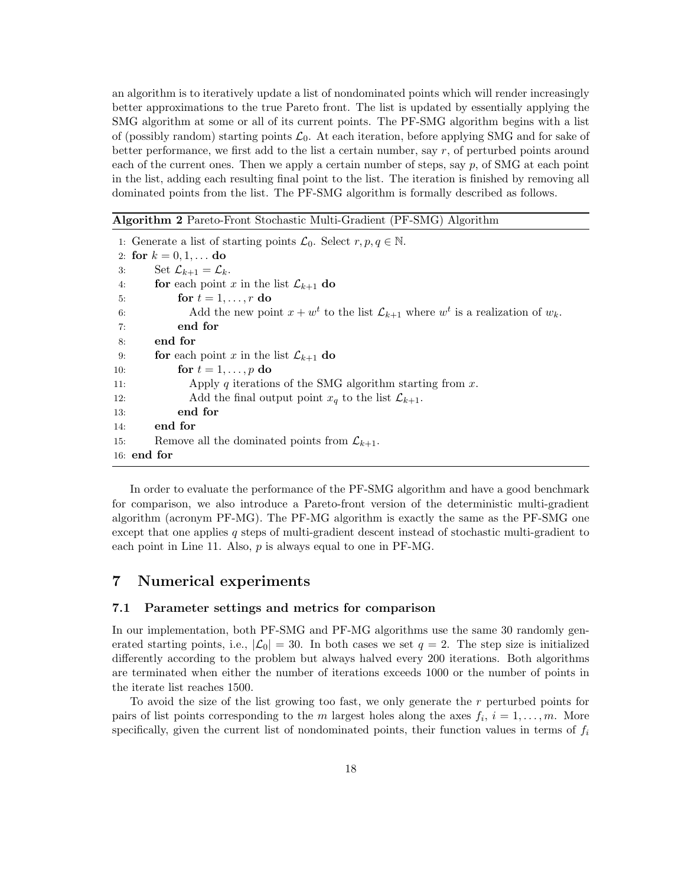an algorithm is to iteratively update a list of nondominated points which will render increasingly better approximations to the true Pareto front. The list is updated by essentially applying the SMG algorithm at some or all of its current points. The PF-SMG algorithm begins with a list of (possibly random) starting points $\mathcal{L}_0$. At each iteration, before applying SMG and for sake of better performance, we first add to the list a certain number, say $r$, of perturbed points around each of the current ones. Then we apply a certain number of steps, say $p$, of SMG at each point in the list, adding each resulting final point to the list. The iteration is finished by removing all dominated points from the list. The PF-SMG algorithm is formally described as follows.

**Algorithm 2** Pareto-Front Stochastic Multi-Gradient (PF-SMG) Algorithm

```
1: Generate a list of starting points L_0. Select r, p, q ∈ ℕ.
2: for k = 0, 1, ... do
3:     Set L_{k+1} = L_k.
4:     for each point x in the list L_{k+1} do
5:         for t = 1, ..., r do
6:             Add the new point x + w^t to the list L_{k+1} where w^t is a realization of w_k.
7:         end for
8:     end for
9:     for each point x in the list L_{k+1} do
10:        for t = 1, ..., p do
11:            Apply q iterations of the SMG algorithm starting from x.
12:            Add the final output point x_q to the list L_{k+1}.
13:        end for
14:    end for
15:    Remove all the dominated points from L_{k+1}.
16: end for
```

In order to evaluate the performance of the PF-SMG algorithm and have a good benchmark for comparison, we also introduce a Pareto-front version of the deterministic multi-gradient algorithm (acronym PF-MG). The PF-MG algorithm is exactly the same as the PF-SMG one except that one applies $q$ steps of multi-gradient descent instead of stochastic multi-gradient to each point in Line 11. Also, $p$ is always equal to one in PF-MG.

## 7 Numerical experiments

### 7.1 Parameter settings and metrics for comparison

In our implementation, both PF-SMG and PF-MG algorithms use the same 30 randomly generated starting points, i.e., $|\mathcal{L}_0| = 30$. In both cases we set $q = 2$. The step size is initialized differently according to the problem but always halved every 200 iterations. Both algorithms are terminated when either the number of iterations exceeds 1000 or the number of points in the iterate list reaches 1500.

To avoid the size of the list growing too fast, we only generate the $r$ perturbed points for pairs of list points corresponding to the $m$ largest holes along the axes $f_i$, $i = 1, \ldots, m$. More specifically, given the current list of nondominated points, their function values in terms of $f_i$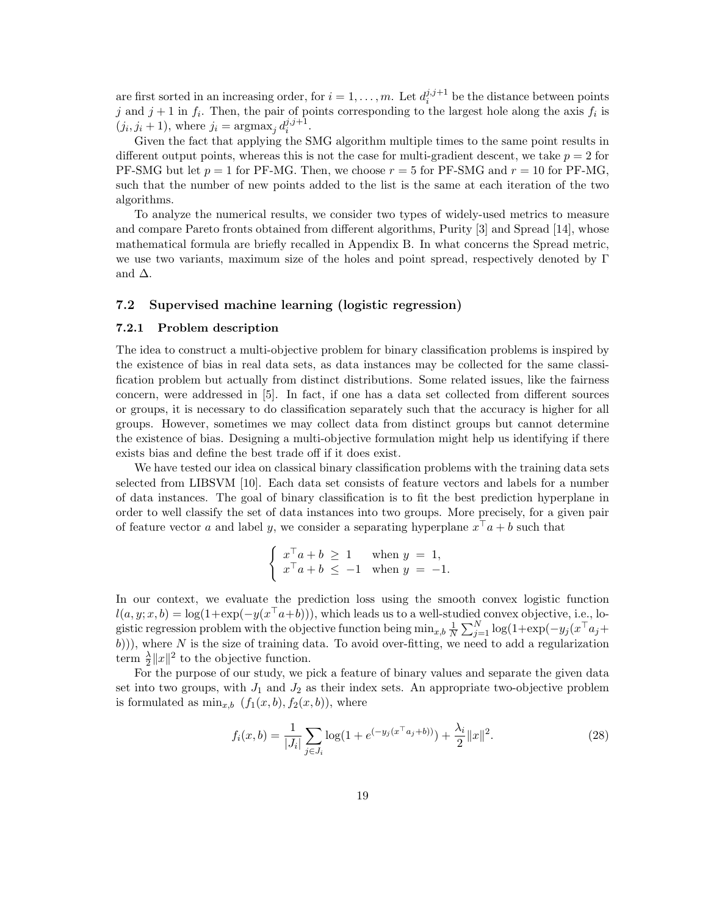are first sorted in an increasing order, for $i = 1, \ldots, m$. Let $d_i^{j,j+1}$ be the distance between points $j$ and $j+1$ in $f_i$. Then, the pair of points corresponding to the largest hole along the axis $f_i$ is $(j_i, j_i + 1)$, where $j_i = \mathrm{argmax}_j \, d_i^{j,j+1}$.

Given the fact that applying the SMG algorithm multiple times to the same point results in different output points, whereas this is not the case for multi-gradient descent, we take $p = 2$ for PF-SMG but let $p = 1$ for PF-MG. Then, we choose $r = 5$ for PF-SMG and $r = 10$ for PF-MG, such that the number of new points added to the list is the same at each iteration of the two algorithms.

To analyze the numerical results, we consider two types of widely-used metrics to measure and compare Pareto fronts obtained from different algorithms, Purity [3] and Spread [14], whose mathematical formula are briefly recalled in Appendix B. In what concerns the Spread metric, we use two variants, maximum size of the holes and point spread, respectively denoted by $\Gamma$ and $\Delta$.

## 7.2 Supervised machine learning (logistic regression)

### 7.2.1 Problem description

The idea to construct a multi-objective problem for binary classification problems is inspired by the existence of bias in real data sets, as data instances may be collected for the same classification problem but actually from distinct distributions. Some related issues, like the fairness concern, were addressed in [5]. In fact, if one has a data set collected from different sources or groups, it is necessary to do classification separately such that the accuracy is higher for all groups. However, sometimes we may collect data from distinct groups but cannot determine the existence of bias. Designing a multi-objective formulation might help us identifying if there exists bias and define the best trade off if it does exist.

We have tested our idea on classical binary classification problems with the training data sets selected from LIBSVM [10]. Each data set consists of feature vectors and labels for a number of data instances. The goal of binary classification is to fit the best prediction hyperplane in order to well classify the set of data instances into two groups. More precisely, for a given pair of feature vector $a$ and label $y$, we consider a separating hyperplane $x^\top a + b$ such that

$$\begin{cases} x^\top a + b \ \geq \ 1 & \text{when } y \ = \ 1, \\ x^\top a + b \ \leq \ -1 & \text{when } y \ = \ -1. \end{cases}$$

In our context, we evaluate the prediction loss using the smooth convex logistic function $l(a, y; x, b) = \log(1 + \exp(-y(x^\top a + b)))$, which leads us to a well-studied convex objective, i.e., logistic regression problem with the objective function being $\min_{x,b} \frac{1}{N} \sum_{j=1}^{N} \log(1 + \exp(-y_j(x^\top a_j + b)))$, where $N$ is the size of training data. To avoid over-fitting, we need to add a regularization term $\frac{\lambda}{2}\|x\|^2$ to the objective function.

For the purpose of our study, we pick a feature of binary values and separate the given data set into two groups, with $J_1$ and $J_2$ as their index sets. An appropriate two-objective problem is formulated as $\min_{x,b} \ (f_1(x, b), f_2(x, b))$, where

$$f_i(x, b) = \frac{1}{|J_i|} \sum_{j \in J_i} \log(1 + e^{(-y_j(x^\top a_j + b))}) + \frac{\lambda_i}{2}\|x\|^2. \tag{28}$$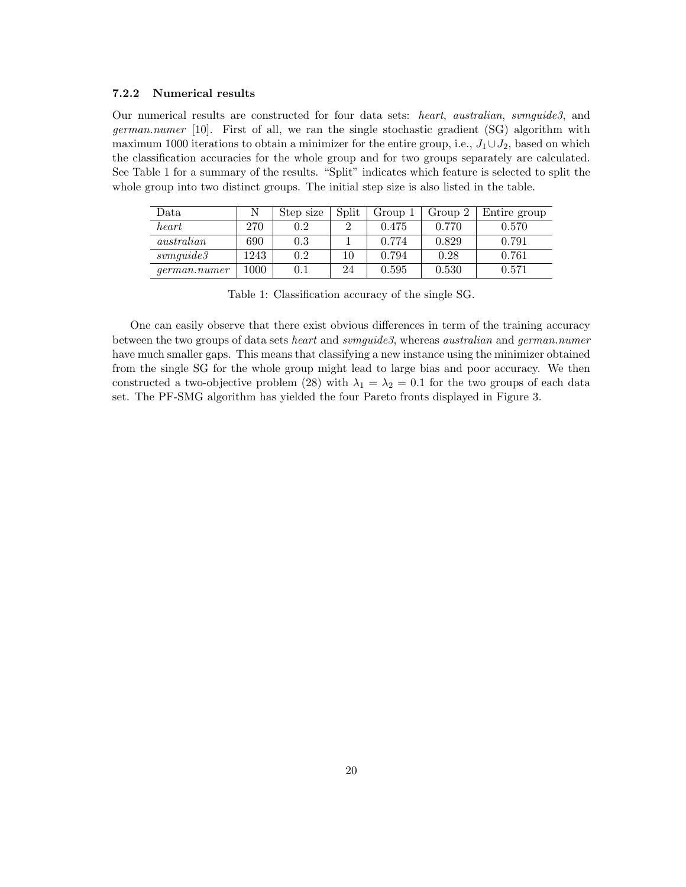### 7.2.2 Numerical results

Our numerical results are constructed for four data sets: *heart*, *australian*, *svmguide3*, and *german.numer* [10]. First of all, we ran the single stochastic gradient (SG) algorithm with maximum 1000 iterations to obtain a minimizer for the entire group, i.e., $J_1 \cup J_2$, based on which the classification accuracies for the whole group and for two groups separately are calculated. See Table 1 for a summary of the results. "Split" indicates which feature is selected to split the whole group into two distinct groups. The initial step size is also listed in the table.

| Data | N | Step size | Split | Group 1 | Group 2 | Entire group |
|---|---|---|---|---|---|---|
| *heart* | 270 | 0.2 | 2 | 0.475 | 0.770 | 0.570 |
| *australian* | 690 | 0.3 | 1 | 0.774 | 0.829 | 0.791 |
| *svmguide3* | 1243 | 0.2 | 10 | 0.794 | 0.28 | 0.761 |
| *german.numer* | 1000 | 0.1 | 24 | 0.595 | 0.530 | 0.571 |

Table 1: Classification accuracy of the single SG.

One can easily observe that there exist obvious differences in term of the training accuracy between the two groups of data sets *heart* and *svmguide3*, whereas *australian* and *german.numer* have much smaller gaps. This means that classifying a new instance using the minimizer obtained from the single SG for the whole group might lead to large bias and poor accuracy. We then constructed a two-objective problem (28) with $\lambda_1 = \lambda_2 = 0.1$ for the two groups of each data set. The PF-SMG algorithm has yielded the four Pareto fronts displayed in Figure 3.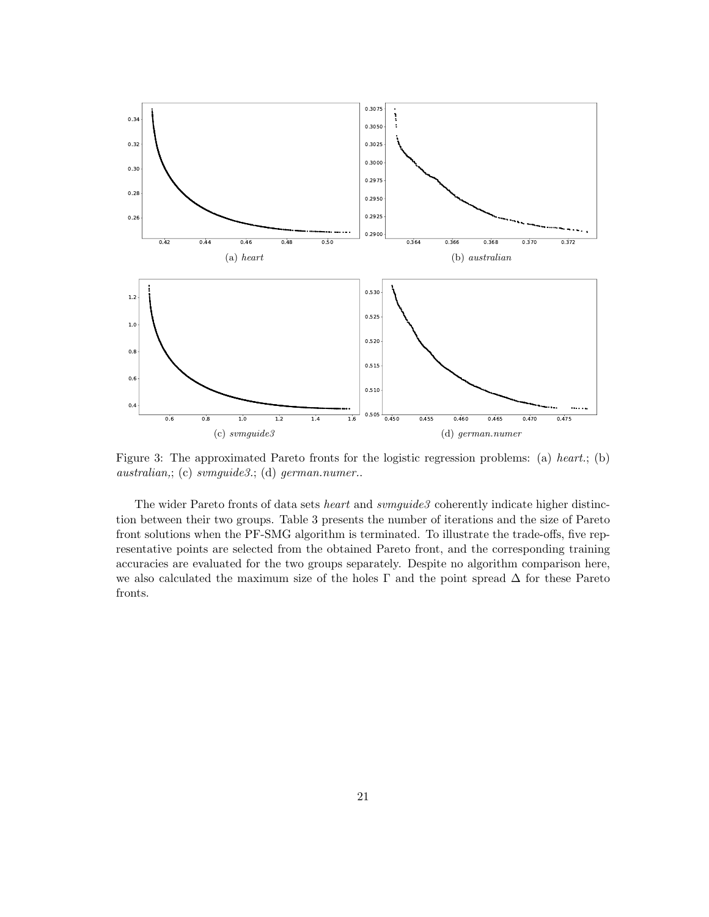(a) *heart*

(b) *australian*

(c) *svmguide3*

(d) *german.numer*

Figure 3: The approximated Pareto fronts for the logistic regression problems: (a) *heart*.; (b) *australian*,; (c) *svmguide3*.; (d) *german.numer*..

The wider Pareto fronts of data sets *heart* and *svmguide3* coherently indicate higher distinction between their two groups. Table 3 presents the number of iterations and the size of Pareto front solutions when the PF-SMG algorithm is terminated. To illustrate the trade-offs, five representative points are selected from the obtained Pareto front, and the corresponding training accuracies are evaluated for the two groups separately. Despite no algorithm comparison here, we also calculated the maximum size of the holes $\Gamma$ and the point spread $\Delta$ for these Pareto fronts.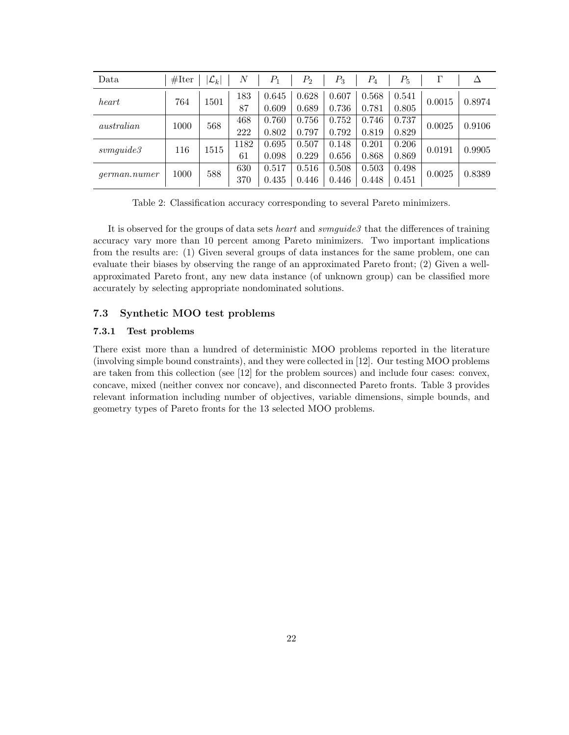| Data | #Iter | $\|\mathcal{L}_k\|$ | $N$ | $P_1$ | $P_2$ | $P_3$ | $P_4$ | $P_5$ | $\Gamma$ | $\Delta$ |
|---|---|---|---|---|---|---|---|---|---|---|
| *heart* | 764 | 1501 | 183 | 0.645 | 0.628 | 0.607 | 0.568 | 0.541 | 0.0015 | 0.8974 |
| | | | 87 | 0.609 | 0.689 | 0.736 | 0.781 | 0.805 | | |
| *australian* | 1000 | 568 | 468 | 0.760 | 0.756 | 0.752 | 0.746 | 0.737 | 0.0025 | 0.9106 |
| | | | 222 | 0.802 | 0.797 | 0.792 | 0.819 | 0.829 | | |
| *svmguide3* | 116 | 1515 | 1182 | 0.695 | 0.507 | 0.148 | 0.201 | 0.206 | 0.0191 | 0.9905 |
| | | | 61 | 0.098 | 0.229 | 0.656 | 0.868 | 0.869 | | |
| *german.numer* | 1000 | 588 | 630 | 0.517 | 0.516 | 0.508 | 0.503 | 0.498 | 0.0025 | 0.8389 |
| | | | 370 | 0.435 | 0.446 | 0.446 | 0.448 | 0.451 | | |

Table 2: Classification accuracy corresponding to several Pareto minimizers.

It is observed for the groups of data sets *heart* and *svmguide3* that the differences of training accuracy vary more than 10 percent among Pareto minimizers. Two important implications from the results are: (1) Given several groups of data instances for the same problem, one can evaluate their biases by observing the range of an approximated Pareto front; (2) Given a well-approximated Pareto front, any new data instance (of unknown group) can be classified more accurately by selecting appropriate nondominated solutions.

### 7.3 Synthetic MOO test problems

#### 7.3.1 Test problems

There exist more than a hundred of deterministic MOO problems reported in the literature (involving simple bound constraints), and they were collected in [12]. Our testing MOO problems are taken from this collection (see [12] for the problem sources) and include four cases: convex, concave, mixed (neither convex nor concave), and disconnected Pareto fronts. Table 3 provides relevant information including number of objectives, variable dimensions, simple bounds, and geometry types of Pareto fronts for the 13 selected MOO problems.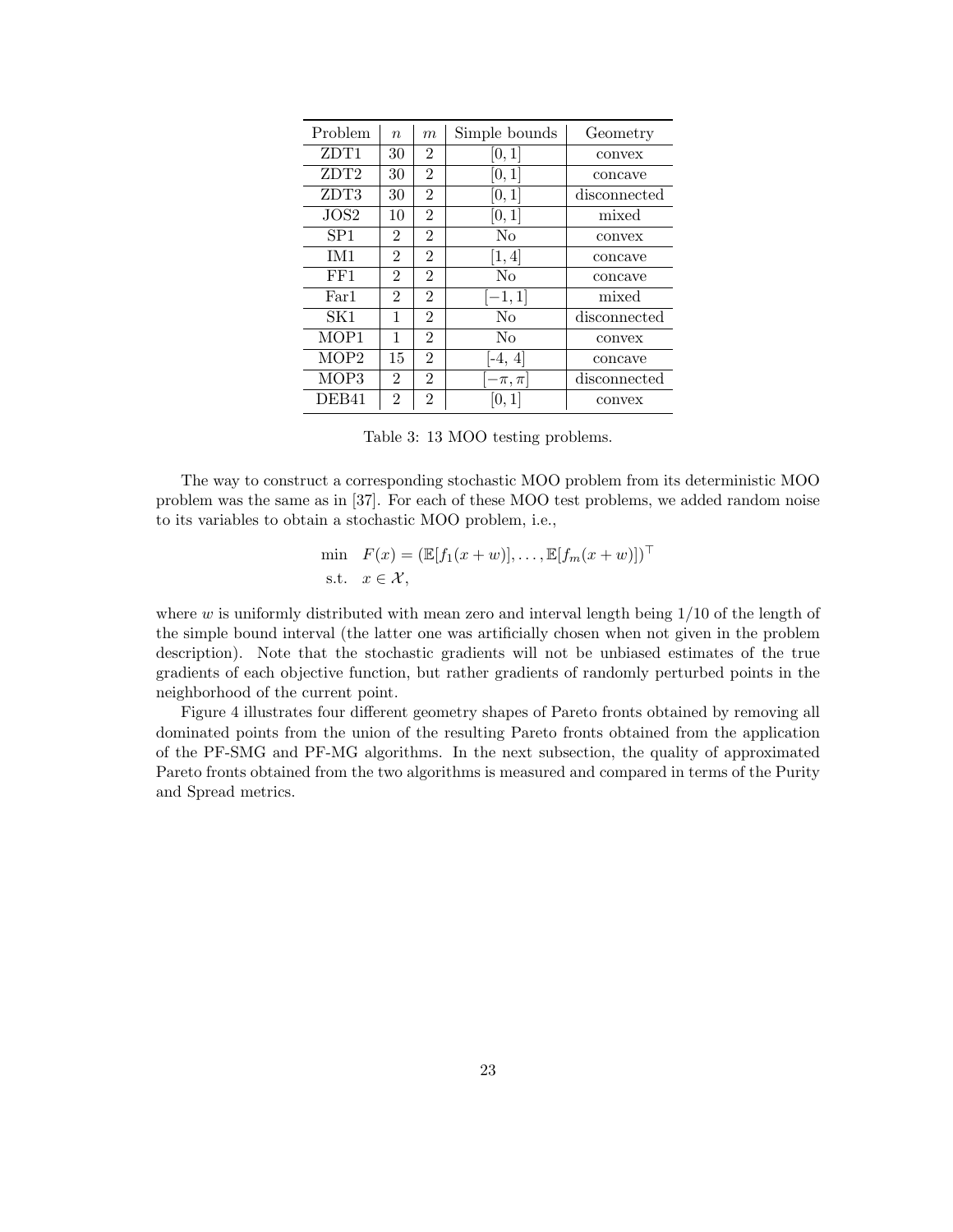| Problem | $n$ | $m$ | Simple bounds | Geometry |
|---|---|---|---|---|
| ZDT1 | 30 | 2 | $[0, 1]$ | convex |
| ZDT2 | 30 | 2 | $[0, 1]$ | concave |
| ZDT3 | 30 | 2 | $[0, 1]$ | disconnected |
| JOS2 | 10 | 2 | $[0, 1]$ | mixed |
| SP1 | 2 | 2 | No | convex |
| IM1 | 2 | 2 | $[1, 4]$ | concave |
| FF1 | 2 | 2 | No | concave |
| Far1 | 2 | 2 | $[-1, 1]$ | mixed |
| SK1 | 1 | 2 | No | disconnected |
| MOP1 | 1 | 2 | No | convex |
| MOP2 | 15 | 2 | [-4, 4] | concave |
| MOP3 | 2 | 2 | $[-\pi, \pi]$ | disconnected |
| DEB41 | 2 | 2 | $[0, 1]$ | convex |

Table 3: 13 MOO testing problems.

The way to construct a corresponding stochastic MOO problem from its deterministic MOO problem was the same as in [37]. For each of these MOO test problems, we added random noise to its variables to obtain a stochastic MOO problem, i.e.,

$$
\begin{aligned}
\min \quad & F(x) = (\mathbb{E}[f_1(x+w)], \ldots, \mathbb{E}[f_m(x+w)])^\top \\
\text{s.t.} \quad & x \in \mathcal{X},
\end{aligned}
$$

where $w$ is uniformly distributed with mean zero and interval length being $1/10$ of the length of the simple bound interval (the latter one was artificially chosen when not given in the problem description). Note that the stochastic gradients will not be unbiased estimates of the true gradients of each objective function, but rather gradients of randomly perturbed points in the neighborhood of the current point.

Figure 4 illustrates four different geometry shapes of Pareto fronts obtained by removing all dominated points from the union of the resulting Pareto fronts obtained from the application of the PF-SMG and PF-MG algorithms. In the next subsection, the quality of approximated Pareto fronts obtained from the two algorithms is measured and compared in terms of the Purity and Spread metrics.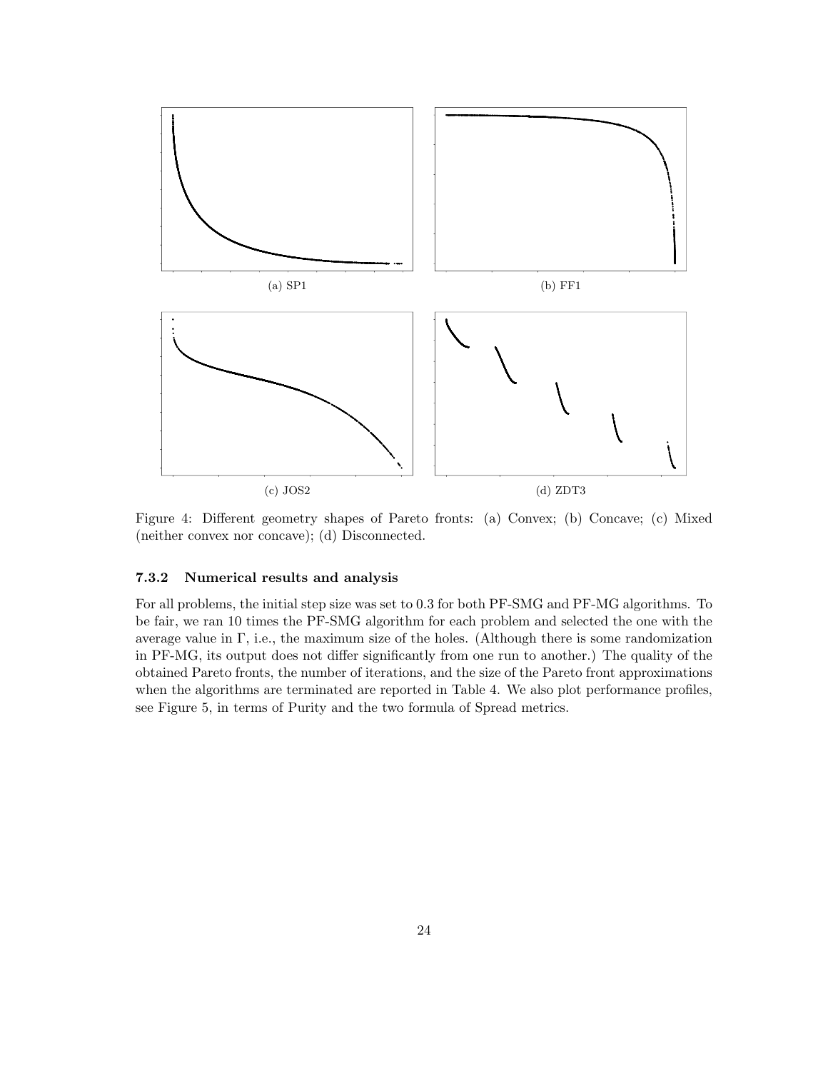(a) SP1

(b) FF1

(c) JOS2

(d) ZDT3

Figure 4: Different geometry shapes of Pareto fronts: (a) Convex; (b) Concave; (c) Mixed (neither convex nor concave); (d) Disconnected.

#### 7.3.2 Numerical results and analysis

For all problems, the initial step size was set to 0.3 for both PF-SMG and PF-MG algorithms. To be fair, we ran 10 times the PF-SMG algorithm for each problem and selected the one with the average value in $\Gamma$, i.e., the maximum size of the holes. (Although there is some randomization in PF-MG, its output does not differ significantly from one run to another.) The quality of the obtained Pareto fronts, the number of iterations, and the size of the Pareto front approximations when the algorithms are terminated are reported in Table 4. We also plot performance profiles, see Figure 5, in terms of Purity and the two formula of Spread metrics.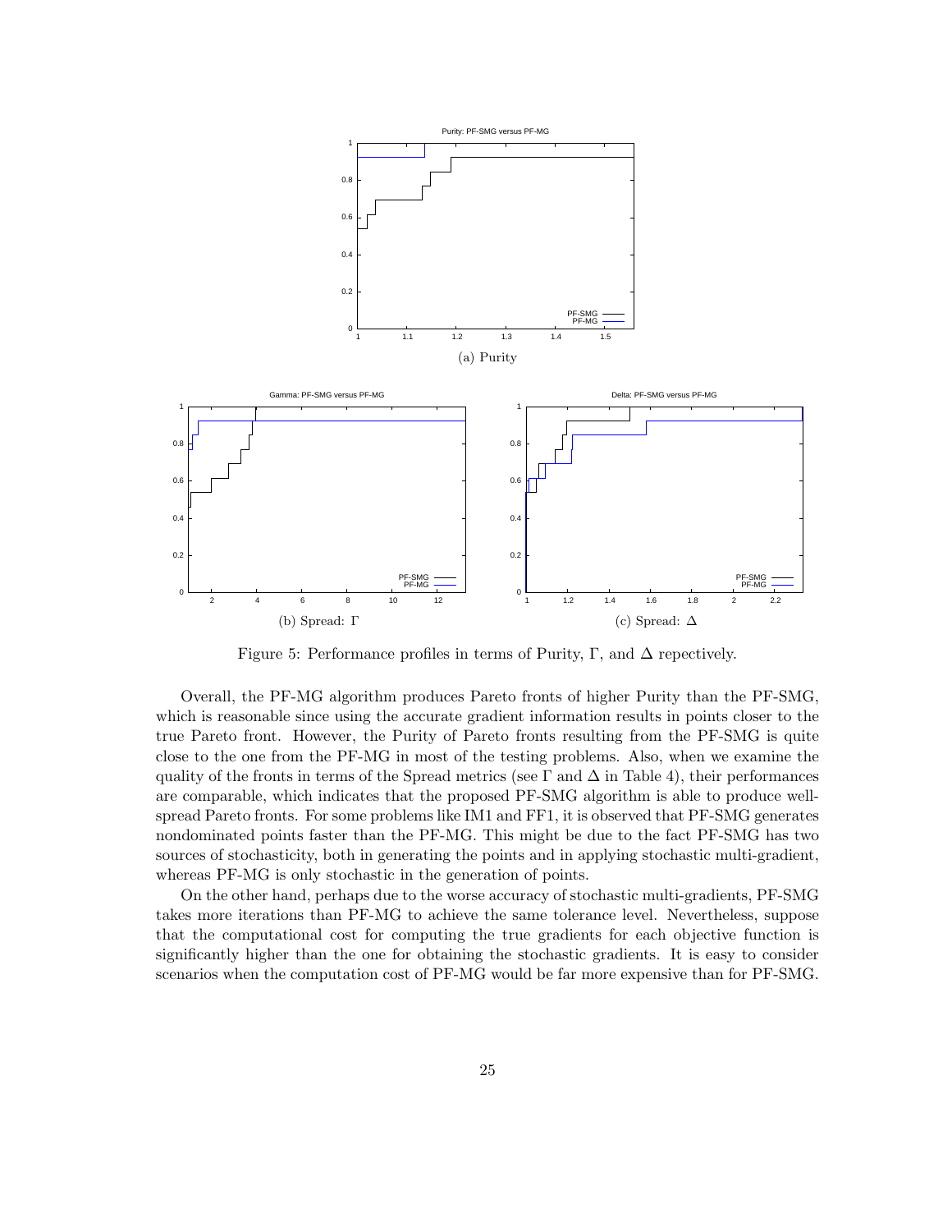(a) Purity

(b) Spread: $\Gamma$

(c) Spread: $\Delta$

Figure 5: Performance profiles in terms of Purity, $\Gamma$, and $\Delta$ repectively.

Overall, the PF-MG algorithm produces Pareto fronts of higher Purity than the PF-SMG, which is reasonable since using the accurate gradient information results in points closer to the true Pareto front. However, the Purity of Pareto fronts resulting from the PF-SMG is quite close to the one from the PF-MG in most of the testing problems. Also, when we examine the quality of the fronts in terms of the Spread metrics (see $\Gamma$ and $\Delta$ in Table 4), their performances are comparable, which indicates that the proposed PF-SMG algorithm is able to produce well-spread Pareto fronts. For some problems like IM1 and FF1, it is observed that PF-SMG generates nondominated points faster than the PF-MG. This might be due to the fact PF-SMG has two sources of stochasticity, both in generating the points and in applying stochastic multi-gradient, whereas PF-MG is only stochastic in the generation of points.

On the other hand, perhaps due to the worse accuracy of stochastic multi-gradients, PF-SMG takes more iterations than PF-MG to achieve the same tolerance level. Nevertheless, suppose that the computational cost for computing the true gradients for each objective function is significantly higher than the one for obtaining the stochastic gradients. It is easy to consider scenarios when the computation cost of PF-MG would be far more expensive than for PF-SMG.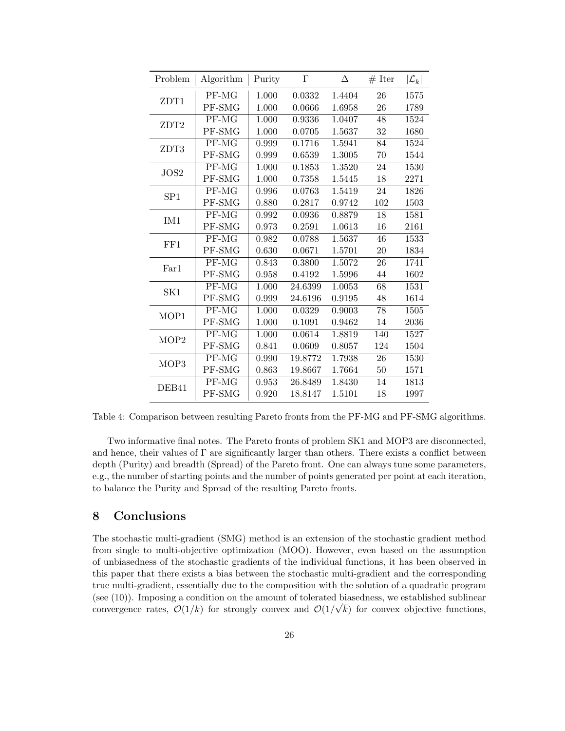| Problem | Algorithm | Purity | $\Gamma$ | $\Delta$ | # Iter | $\|\mathcal{L}_k\|$ |
|---|---|---|---|---|---|---|
| ZDT1 | PF-MG | 1.000 | 0.0332 | 1.4404 | 26 | 1575 |
| | PF-SMG | 1.000 | 0.0666 | 1.6958 | 26 | 1789 |
| ZDT2 | PF-MG | 1.000 | 0.9336 | 1.0407 | 48 | 1524 |
| | PF-SMG | 1.000 | 0.0705 | 1.5637 | 32 | 1680 |
| ZDT3 | PF-MG | 0.999 | 0.1716 | 1.5941 | 84 | 1524 |
| | PF-SMG | 0.999 | 0.6539 | 1.3005 | 70 | 1544 |
| JOS2 | PF-MG | 1.000 | 0.1853 | 1.3520 | 24 | 1530 |
| | PF-SMG | 1.000 | 0.7358 | 1.5445 | 18 | 2271 |
| SP1 | PF-MG | 0.996 | 0.0763 | 1.5419 | 24 | 1826 |
| | PF-SMG | 0.880 | 0.2817 | 0.9742 | 102 | 1503 |
| IM1 | PF-MG | 0.992 | 0.0936 | 0.8879 | 18 | 1581 |
| | PF-SMG | 0.973 | 0.2591 | 1.0613 | 16 | 2161 |
| FF1 | PF-MG | 0.982 | 0.0788 | 1.5637 | 46 | 1533 |
| | PF-SMG | 0.630 | 0.0671 | 1.5701 | 20 | 1834 |
| Far1 | PF-MG | 0.843 | 0.3800 | 1.5072 | 26 | 1741 |
| | PF-SMG | 0.958 | 0.4192 | 1.5996 | 44 | 1602 |
| SK1 | PF-MG | 1.000 | 24.6399 | 1.0053 | 68 | 1531 |
| | PF-SMG | 0.999 | 24.6196 | 0.9195 | 48 | 1614 |
| MOP1 | PF-MG | 1.000 | 0.0329 | 0.9003 | 78 | 1505 |
| | PF-SMG | 1.000 | 0.1091 | 0.9462 | 14 | 2036 |
| MOP2 | PF-MG | 1.000 | 0.0614 | 1.8819 | 140 | 1527 |
| | PF-SMG | 0.841 | 0.0609 | 0.8057 | 124 | 1504 |
| MOP3 | PF-MG | 0.990 | 19.8772 | 1.7938 | 26 | 1530 |
| | PF-SMG | 0.863 | 19.8667 | 1.7664 | 50 | 1571 |
| DEB41 | PF-MG | 0.953 | 26.8489 | 1.8430 | 14 | 1813 |
| | PF-SMG | 0.920 | 18.8147 | 1.5101 | 18 | 1997 |

Table 4: Comparison between resulting Pareto fronts from the PF-MG and PF-SMG algorithms.

Two informative final notes. The Pareto fronts of problem SK1 and MOP3 are disconnected, and hence, their values of $\Gamma$ are significantly larger than others. There exists a conflict between depth (Purity) and breadth (Spread) of the Pareto front. One can always tune some parameters, e.g., the number of starting points and the number of points generated per point at each iteration, to balance the Purity and Spread of the resulting Pareto fronts.

## 8 Conclusions

The stochastic multi-gradient (SMG) method is an extension of the stochastic gradient method from single to multi-objective optimization (MOO). However, even based on the assumption of unbiasedness of the stochastic gradients of the individual functions, it has been observed in this paper that there exists a bias between the stochastic multi-gradient and the corresponding true multi-gradient, essentially due to the composition with the solution of a quadratic program (see (10)). Imposing a condition on the amount of tolerated biasedness, we established sublinear convergence rates, $\mathcal{O}(1/k)$ for strongly convex and $\mathcal{O}(1/\sqrt{k})$ for convex objective functions,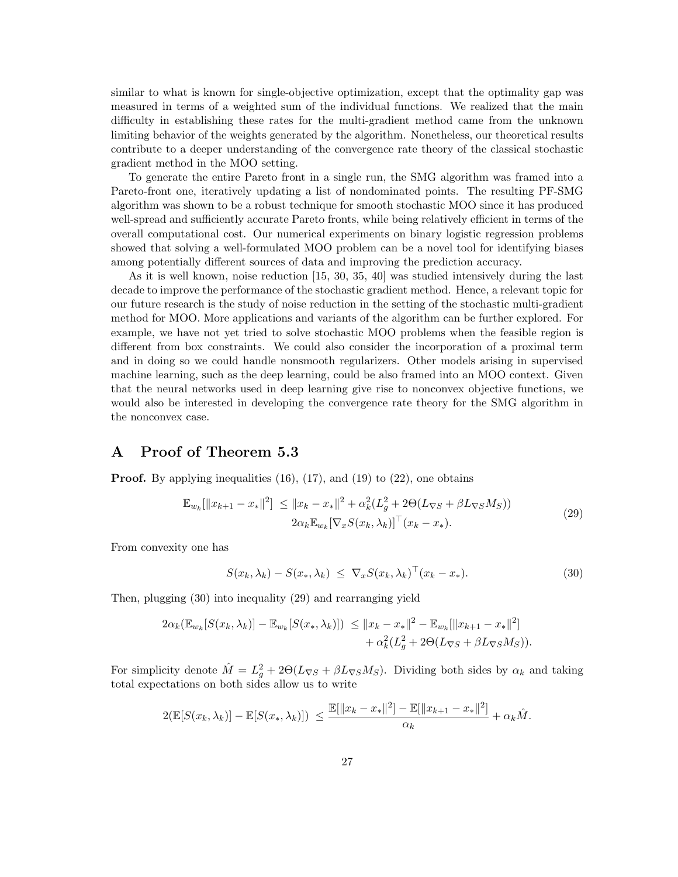similar to what is known for single-objective optimization, except that the optimality gap was measured in terms of a weighted sum of the individual functions. We realized that the main difficulty in establishing these rates for the multi-gradient method came from the unknown limiting behavior of the weights generated by the algorithm. Nonetheless, our theoretical results contribute to a deeper understanding of the convergence rate theory of the classical stochastic gradient method in the MOO setting.

To generate the entire Pareto front in a single run, the SMG algorithm was framed into a Pareto-front one, iteratively updating a list of nondominated points. The resulting PF-SMG algorithm was shown to be a robust technique for smooth stochastic MOO since it has produced well-spread and sufficiently accurate Pareto fronts, while being relatively efficient in terms of the overall computational cost. Our numerical experiments on binary logistic regression problems showed that solving a well-formulated MOO problem can be a novel tool for identifying biases among potentially different sources of data and improving the prediction accuracy.

As it is well known, noise reduction [15, 30, 35, 40] was studied intensively during the last decade to improve the performance of the stochastic gradient method. Hence, a relevant topic for our future research is the study of noise reduction in the setting of the stochastic multi-gradient method for MOO. More applications and variants of the algorithm can be further explored. For example, we have not yet tried to solve stochastic MOO problems when the feasible region is different from box constraints. We could also consider the incorporation of a proximal term and in doing so we could handle nonsmooth regularizers. Other models arising in supervised machine learning, such as the deep learning, could be also framed into an MOO context. Given that the neural networks used in deep learning give rise to nonconvex objective functions, we would also be interested in developing the convergence rate theory for the SMG algorithm in the nonconvex case.

## A Proof of Theorem 5.3

**Proof.** By applying inequalities (16), (17), and (19) to (22), one obtains

$$\begin{aligned} \mathbb{E}_{w_k}[\|x_{k+1} - x_*\|^2] \;\leq\; & \|x_k - x_*\|^2 + \alpha_k^2(L_g^2 + 2\Theta(L_{\nabla S} + \beta L_{\nabla S} M_S)) \\ & 2\alpha_k \mathbb{E}_{w_k}[\nabla_x S(x_k, \lambda_k)]^\top (x_k - x_*). \end{aligned} \tag{29}$$

From convexity one has

$$S(x_k, \lambda_k) - S(x_*, \lambda_k) \;\leq\; \nabla_x S(x_k, \lambda_k)^\top (x_k - x_*). \tag{30}$$

Then, plugging (30) into inequality (29) and rearranging yield

$$\begin{aligned} 2\alpha_k(\mathbb{E}_{w_k}[S(x_k, \lambda_k)] - \mathbb{E}_{w_k}[S(x_*, \lambda_k)]) \;\leq\; & \|x_k - x_*\|^2 - \mathbb{E}_{w_k}[\|x_{k+1} - x_*\|^2] \\ & + \alpha_k^2(L_g^2 + 2\Theta(L_{\nabla S} + \beta L_{\nabla S} M_S)). \end{aligned}$$

For simplicity denote $\hat{M} = L_g^2 + 2\Theta(L_{\nabla S} + \beta L_{\nabla S} M_S)$. Dividing both sides by $\alpha_k$ and taking total expectations on both sides allow us to write

$$2(\mathbb{E}[S(x_k, \lambda_k)] - \mathbb{E}[S(x_*, \lambda_k)]) \;\leq\; \frac{\mathbb{E}[\|x_k - x_*\|^2] - \mathbb{E}[\|x_{k+1} - x_*\|^2]}{\alpha_k} + \alpha_k \hat{M}.$$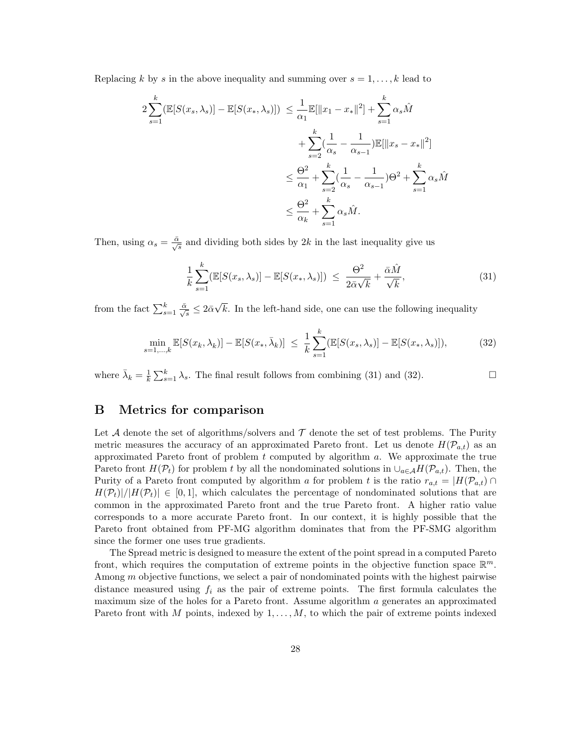Replacing $k$ by $s$ in the above inequality and summing over $s = 1, \ldots, k$ lead to

$$
\begin{aligned}
2\sum_{s=1}^{k}(\mathbb{E}[S(x_s, \lambda_s)] - \mathbb{E}[S(x_*, \lambda_s)]) \;&\leq \frac{1}{\alpha_1}\mathbb{E}[\|x_1 - x_*\|^2] + \sum_{s=1}^{k}\alpha_s \hat{M} \\
&\quad + \sum_{s=2}^{k}(\frac{1}{\alpha_s} - \frac{1}{\alpha_{s-1}})\mathbb{E}[\|x_s - x_*\|^2] \\
&\leq \frac{\Theta^2}{\alpha_1} + \sum_{s=2}^{k}(\frac{1}{\alpha_s} - \frac{1}{\alpha_{s-1}})\Theta^2 + \sum_{s=1}^{k}\alpha_s \hat{M} \\
&\leq \frac{\Theta^2}{\alpha_k} + \sum_{s=1}^{k}\alpha_s \hat{M}.
\end{aligned}
$$

Then, using $\alpha_s = \frac{\bar{\alpha}}{\sqrt{s}}$ and dividing both sides by $2k$ in the last inequality give us

$$
\frac{1}{k}\sum_{s=1}^{k}(\mathbb{E}[S(x_s, \lambda_s)] - \mathbb{E}[S(x_*, \lambda_s)]) \;\leq\; \frac{\Theta^2}{2\bar{\alpha}\sqrt{k}} + \frac{\bar{\alpha}\hat{M}}{\sqrt{k}}, \tag{31}
$$

from the fact $\sum_{s=1}^{k}\frac{\bar{\alpha}}{\sqrt{s}} \leq 2\bar{\alpha}\sqrt{k}$. In the left-hand side, one can use the following inequality

$$
\min_{s=1,\ldots,k}\mathbb{E}[S(x_k, \lambda_k)] - \mathbb{E}[S(x_*, \bar{\lambda}_k)] \;\leq\; \frac{1}{k}\sum_{s=1}^{k}(\mathbb{E}[S(x_s, \lambda_s)] - \mathbb{E}[S(x_*, \lambda_s)]), \tag{32}
$$

where $\bar{\lambda}_k = \frac{1}{k}\sum_{s=1}^{k}\lambda_s$. The final result follows from combining (31) and (32). □

## B Metrics for comparison

Let $\mathcal{A}$ denote the set of algorithms/solvers and $\mathcal{T}$ denote the set of test problems. The Purity metric measures the accuracy of an approximated Pareto front. Let us denote $H(\mathcal{P}_{a,t})$ as an approximated Pareto front of problem $t$ computed by algorithm $a$. We approximate the true Pareto front $H(\mathcal{P}_t)$ for problem $t$ by all the nondominated solutions in $\cup_{a\in\mathcal{A}}H(\mathcal{P}_{a,t})$. Then, the Purity of a Pareto front computed by algorithm $a$ for problem $t$ is the ratio $r_{a,t} = |H(\mathcal{P}_{a,t}) \cap H(\mathcal{P}_t)|/|H(\mathcal{P}_t)| \in [0, 1]$, which calculates the percentage of nondominated solutions that are common in the approximated Pareto front and the true Pareto front. A higher ratio value corresponds to a more accurate Pareto front. In our context, it is highly possible that the Pareto front obtained from PF-MG algorithm dominates that from the PF-SMG algorithm since the former one uses true gradients.

The Spread metric is designed to measure the extent of the point spread in a computed Pareto front, which requires the computation of extreme points in the objective function space $\mathbb{R}^m$. Among $m$ objective functions, we select a pair of nondominated points with the highest pairwise distance measured using $f_i$ as the pair of extreme points. The first formula calculates the maximum size of the holes for a Pareto front. Assume algorithm $a$ generates an approximated Pareto front with $M$ points, indexed by $1, \ldots, M$, to which the pair of extreme points indexed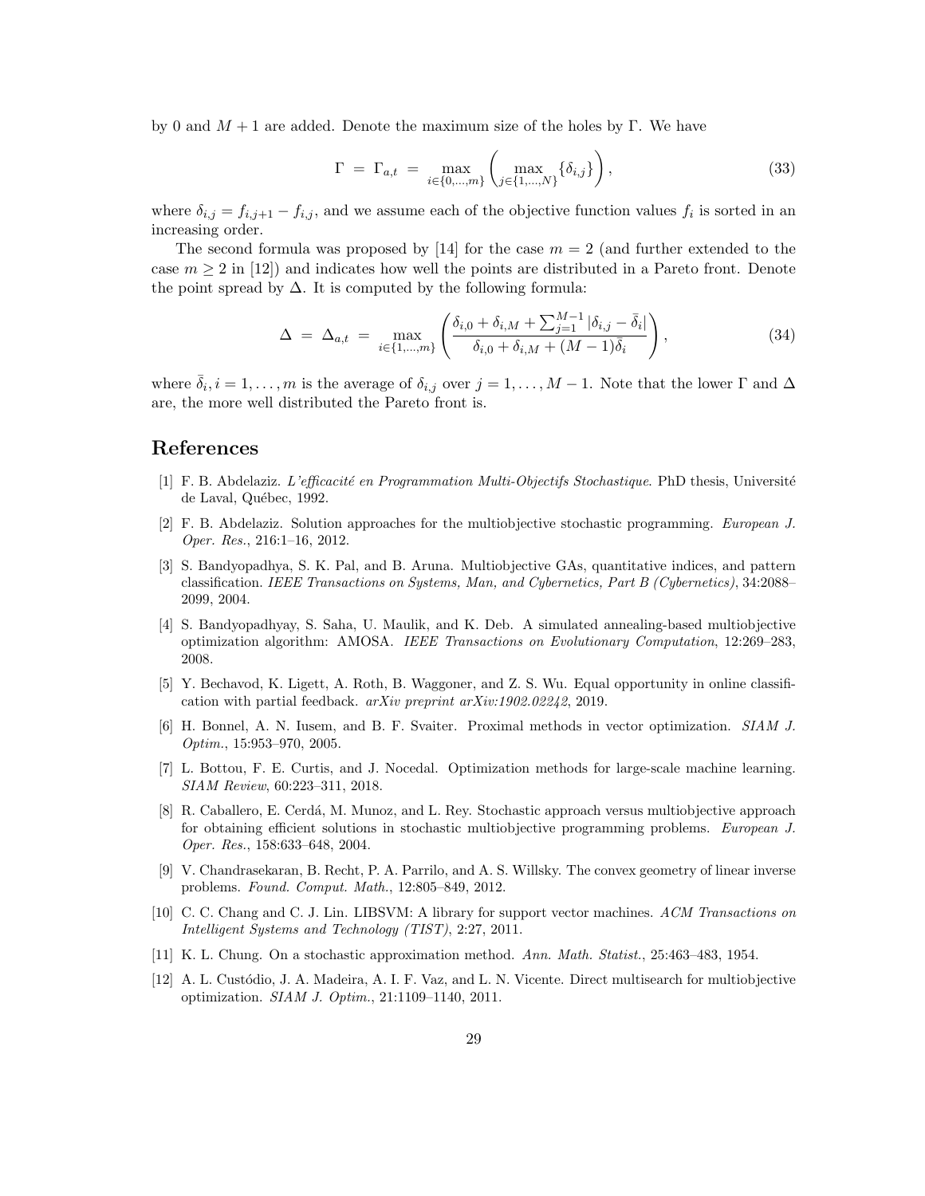by 0 and $M+1$ are added. Denote the maximum size of the holes by $\Gamma$. We have

$$\Gamma \;=\; \Gamma_{a,t} \;=\; \max_{i \in \{0,\ldots,m\}} \left( \max_{j \in \{1,\ldots,N\}} \{\delta_{i,j}\} \right), \tag{33}$$

where $\delta_{i,j} = f_{i,j+1} - f_{i,j}$, and we assume each of the objective function values $f_i$ is sorted in an increasing order.

The second formula was proposed by [14] for the case $m = 2$ (and further extended to the case $m \geq 2$ in [12]) and indicates how well the points are distributed in a Pareto front. Denote the point spread by $\Delta$. It is computed by the following formula:

$$\Delta \;=\; \Delta_{a,t} \;=\; \max_{i \in \{1,\ldots,m\}} \left( \frac{\delta_{i,0} + \delta_{i,M} + \sum_{j=1}^{M-1} |\delta_{i,j} - \bar{\delta}_i|}{\delta_{i,0} + \delta_{i,M} + (M-1)\bar{\delta}_i} \right), \tag{34}$$

where $\bar{\delta}_i, i = 1, \ldots, m$ is the average of $\delta_{i,j}$ over $j = 1, \ldots, M-1$. Note that the lower $\Gamma$ and $\Delta$ are, the more well distributed the Pareto front is.

# References

[1] F. B. Abdelaziz. *L'efficacité en Programmation Multi-Objectifs Stochastique*. PhD thesis, Université de Laval, Québec, 1992.

[2] F. B. Abdelaziz. Solution approaches for the multiobjective stochastic programming. *European J. Oper. Res.*, 216:1–16, 2012.

[3] S. Bandyopadhya, S. K. Pal, and B. Aruna. Multiobjective GAs, quantitative indices, and pattern classification. *IEEE Transactions on Systems, Man, and Cybernetics, Part B (Cybernetics)*, 34:2088–2099, 2004.

[4] S. Bandyopadhyay, S. Saha, U. Maulik, and K. Deb. A simulated annealing-based multiobjective optimization algorithm: AMOSA. *IEEE Transactions on Evolutionary Computation*, 12:269–283, 2008.

[5] Y. Bechavod, K. Ligett, A. Roth, B. Waggoner, and Z. S. Wu. Equal opportunity in online classification with partial feedback. *arXiv preprint arXiv:1902.02242*, 2019.

[6] H. Bonnel, A. N. Iusem, and B. F. Svaiter. Proximal methods in vector optimization. *SIAM J. Optim.*, 15:953–970, 2005.

[7] L. Bottou, F. E. Curtis, and J. Nocedal. Optimization methods for large-scale machine learning. *SIAM Review*, 60:223–311, 2018.

[8] R. Caballero, E. Cerdá, M. Munoz, and L. Rey. Stochastic approach versus multiobjective approach for obtaining efficient solutions in stochastic multiobjective programming problems. *European J. Oper. Res.*, 158:633–648, 2004.

[9] V. Chandrasekaran, B. Recht, P. A. Parrilo, and A. S. Willsky. The convex geometry of linear inverse problems. *Found. Comput. Math.*, 12:805–849, 2012.

[10] C. C. Chang and C. J. Lin. LIBSVM: A library for support vector machines. *ACM Transactions on Intelligent Systems and Technology (TIST)*, 2:27, 2011.

[11] K. L. Chung. On a stochastic approximation method. *Ann. Math. Statist.*, 25:463–483, 1954.

[12] A. L. Custódio, J. A. Madeira, A. I. F. Vaz, and L. N. Vicente. Direct multisearch for multiobjective optimization. *SIAM J. Optim.*, 21:1109–1140, 2011.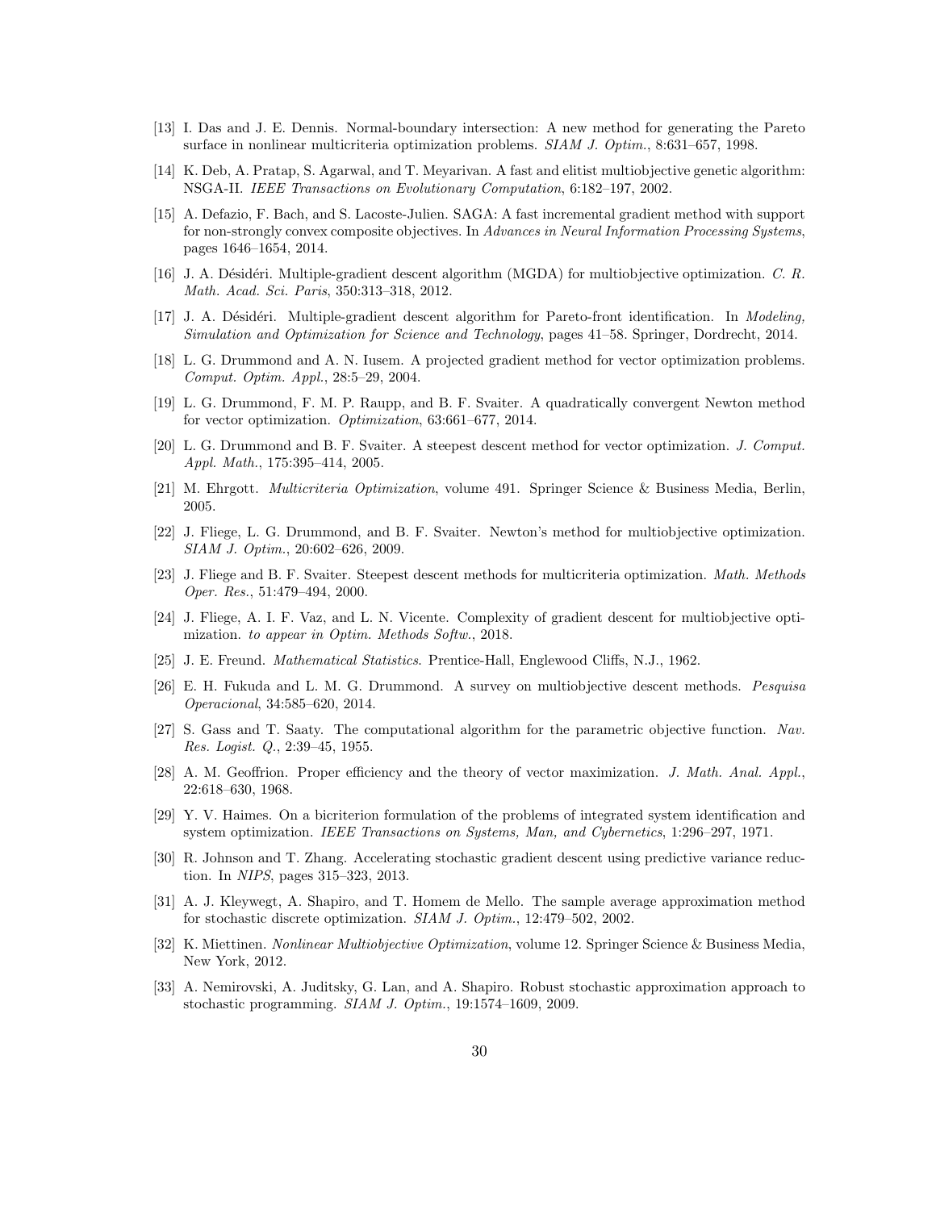[13] I. Das and J. E. Dennis. Normal-boundary intersection: A new method for generating the Pareto surface in nonlinear multicriteria optimization problems. *SIAM J. Optim.*, 8:631–657, 1998.

[14] K. Deb, A. Pratap, S. Agarwal, and T. Meyarivan. A fast and elitist multiobjective genetic algorithm: NSGA-II. *IEEE Transactions on Evolutionary Computation*, 6:182–197, 2002.

[15] A. Defazio, F. Bach, and S. Lacoste-Julien. SAGA: A fast incremental gradient method with support for non-strongly convex composite objectives. In *Advances in Neural Information Processing Systems*, pages 1646–1654, 2014.

[16] J. A. Désidéri. Multiple-gradient descent algorithm (MGDA) for multiobjective optimization. *C. R. Math. Acad. Sci. Paris*, 350:313–318, 2012.

[17] J. A. Désidéri. Multiple-gradient descent algorithm for Pareto-front identification. In *Modeling, Simulation and Optimization for Science and Technology*, pages 41–58. Springer, Dordrecht, 2014.

[18] L. G. Drummond and A. N. Iusem. A projected gradient method for vector optimization problems. *Comput. Optim. Appl.*, 28:5–29, 2004.

[19] L. G. Drummond, F. M. P. Raupp, and B. F. Svaiter. A quadratically convergent Newton method for vector optimization. *Optimization*, 63:661–677, 2014.

[20] L. G. Drummond and B. F. Svaiter. A steepest descent method for vector optimization. *J. Comput. Appl. Math.*, 175:395–414, 2005.

[21] M. Ehrgott. *Multicriteria Optimization*, volume 491. Springer Science & Business Media, Berlin, 2005.

[22] J. Fliege, L. G. Drummond, and B. F. Svaiter. Newton's method for multiobjective optimization. *SIAM J. Optim.*, 20:602–626, 2009.

[23] J. Fliege and B. F. Svaiter. Steepest descent methods for multicriteria optimization. *Math. Methods Oper. Res.*, 51:479–494, 2000.

[24] J. Fliege, A. I. F. Vaz, and L. N. Vicente. Complexity of gradient descent for multiobjective optimization. *to appear in Optim. Methods Softw.*, 2018.

[25] J. E. Freund. *Mathematical Statistics*. Prentice-Hall, Englewood Cliffs, N.J., 1962.

[26] E. H. Fukuda and L. M. G. Drummond. A survey on multiobjective descent methods. *Pesquisa Operacional*, 34:585–620, 2014.

[27] S. Gass and T. Saaty. The computational algorithm for the parametric objective function. *Nav. Res. Logist. Q.*, 2:39–45, 1955.

[28] A. M. Geoffrion. Proper efficiency and the theory of vector maximization. *J. Math. Anal. Appl.*, 22:618–630, 1968.

[29] Y. V. Haimes. On a bicriterion formulation of the problems of integrated system identification and system optimization. *IEEE Transactions on Systems, Man, and Cybernetics*, 1:296–297, 1971.

[30] R. Johnson and T. Zhang. Accelerating stochastic gradient descent using predictive variance reduction. In *NIPS*, pages 315–323, 2013.

[31] A. J. Kleywegt, A. Shapiro, and T. Homem de Mello. The sample average approximation method for stochastic discrete optimization. *SIAM J. Optim.*, 12:479–502, 2002.

[32] K. Miettinen. *Nonlinear Multiobjective Optimization*, volume 12. Springer Science & Business Media, New York, 2012.

[33] A. Nemirovski, A. Juditsky, G. Lan, and A. Shapiro. Robust stochastic approximation approach to stochastic programming. *SIAM J. Optim.*, 19:1574–1609, 2009.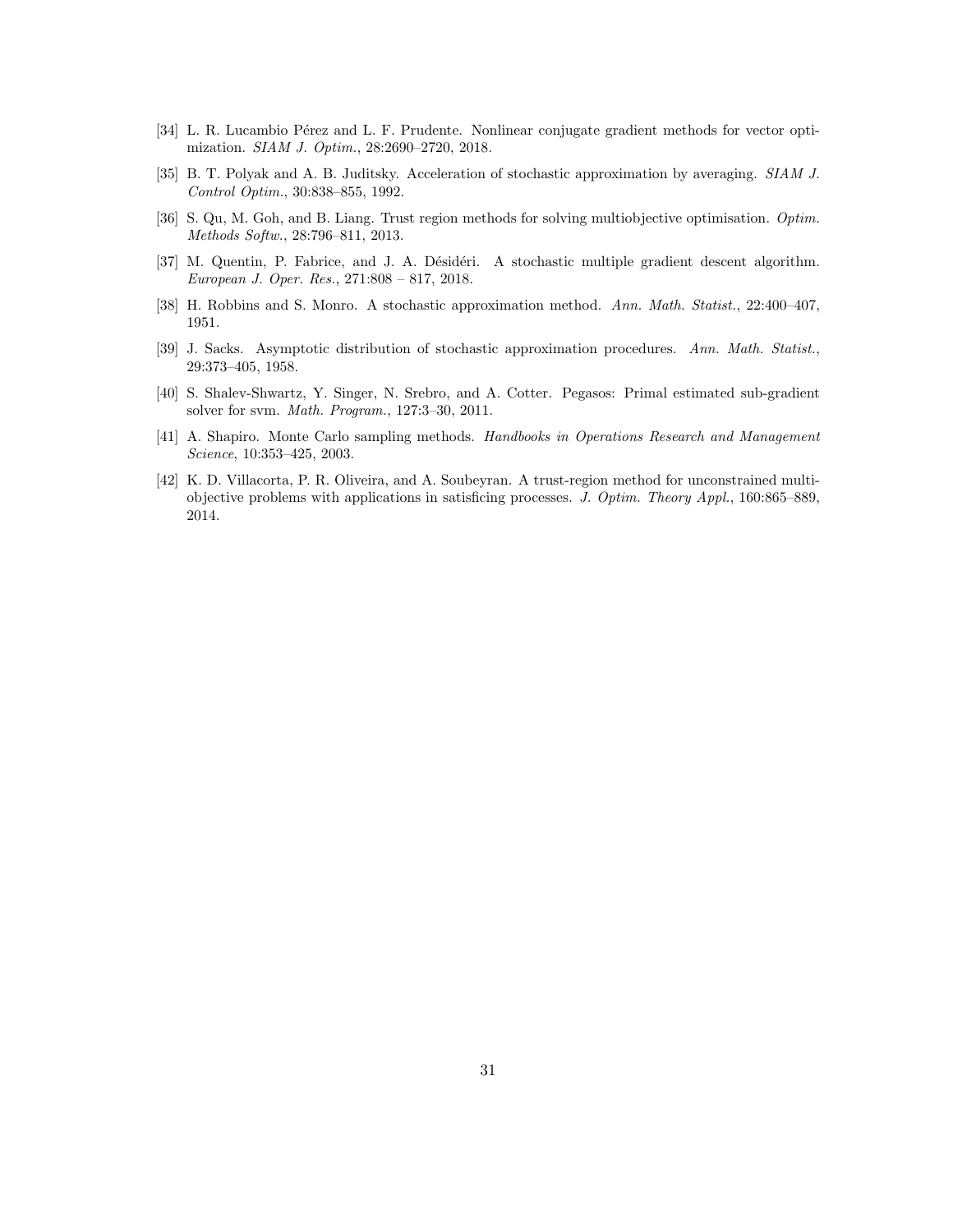[34] L. R. Lucambio Pérez and L. F. Prudente. Nonlinear conjugate gradient methods for vector optimization. *SIAM J. Optim.*, 28:2690–2720, 2018.

[35] B. T. Polyak and A. B. Juditsky. Acceleration of stochastic approximation by averaging. *SIAM J. Control Optim.*, 30:838–855, 1992.

[36] S. Qu, M. Goh, and B. Liang. Trust region methods for solving multiobjective optimisation. *Optim. Methods Softw.*, 28:796–811, 2013.

[37] M. Quentin, P. Fabrice, and J. A. Désidéri. A stochastic multiple gradient descent algorithm. *European J. Oper. Res.*, 271:808 – 817, 2018.

[38] H. Robbins and S. Monro. A stochastic approximation method. *Ann. Math. Statist.*, 22:400–407, 1951.

[39] J. Sacks. Asymptotic distribution of stochastic approximation procedures. *Ann. Math. Statist.*, 29:373–405, 1958.

[40] S. Shalev-Shwartz, Y. Singer, N. Srebro, and A. Cotter. Pegasos: Primal estimated sub-gradient solver for svm. *Math. Program.*, 127:3–30, 2011.

[41] A. Shapiro. Monte Carlo sampling methods. *Handbooks in Operations Research and Management Science*, 10:353–425, 2003.

[42] K. D. Villacorta, P. R. Oliveira, and A. Soubeyran. A trust-region method for unconstrained multiobjective problems with applications in satisficing processes. *J. Optim. Theory Appl.*, 160:865–889, 2014.